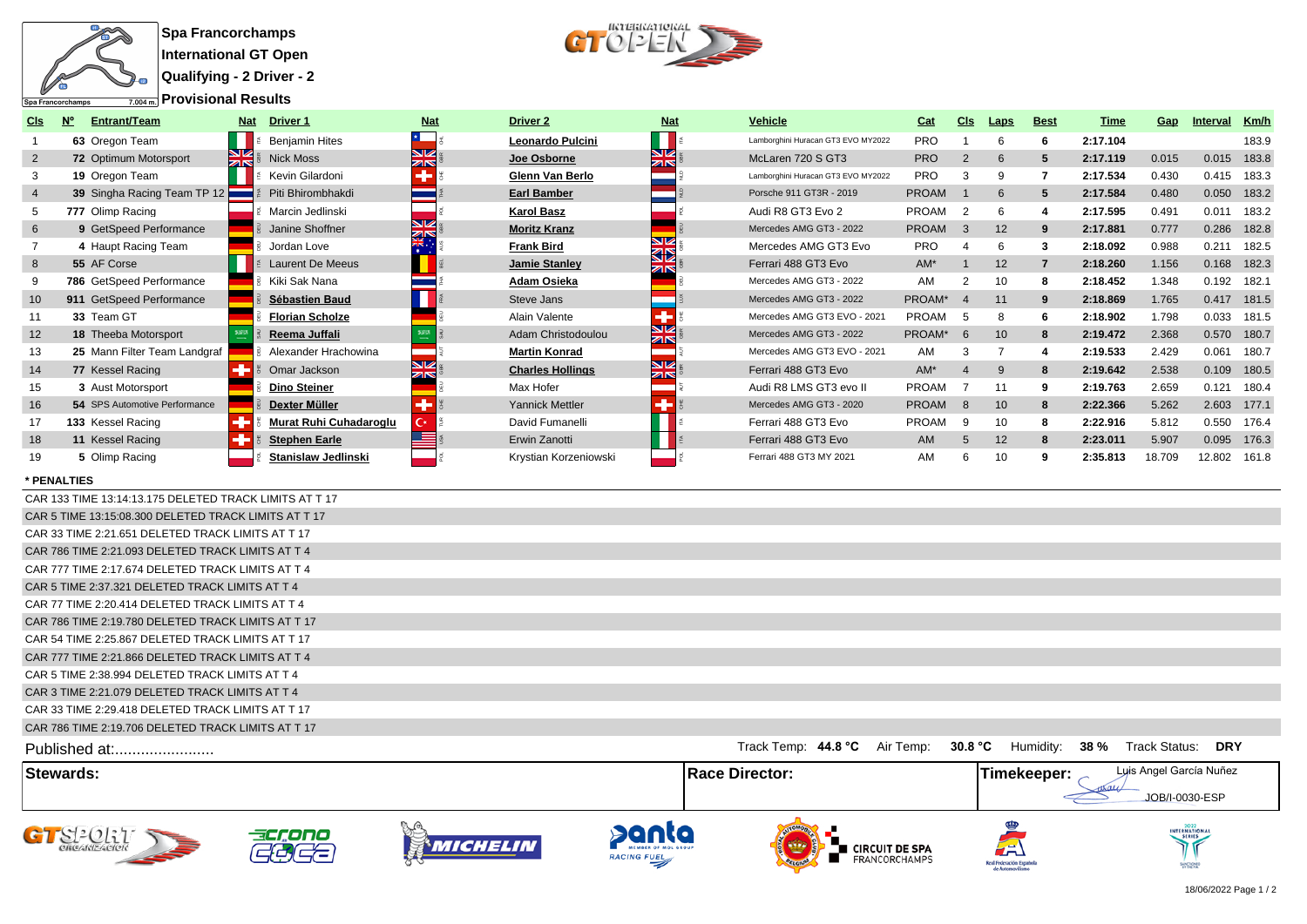# Spa Francorchamps
## International GT Open
## Qualifying - 2 Driver - 2
## Provisional Results

| Cls | Nº | Entrant/Team | Nat | Driver 1 | Nat | Driver 2 | Nat | Vehicle | Cat | Cls | Laps | Best | Time | Gap | Interval | Km/h |
|---|---|---|---|---|---|---|---|---|---|---|---|---|---|---|---|---|
| 1 | 63 | Oregon Team | ITA | Benjamin Hites | CHL | **Leonardo Pulcini** | ITA | Lamborghini Huracan GT3 EVO MY2022 | PRO | 1 | 6 | 6 | 2:17.104 | | | 183.9 |
| 2 | 72 | Optimum Motorsport | GBR | Nick Moss | GBR | **Joe Osborne** | GBR | McLaren 720 S GT3 | PRO | 2 | 6 | 5 | 2:17.119 | 0.015 | 0.015 | 183.8 |
| 3 | 19 | Oregon Team | ITA | Kevin Gilardoni | CHE | **Glenn Van Berlo** | NLD | Lamborghini Huracan GT3 EVO MY2022 | PRO | 3 | 9 | 7 | 2:17.534 | 0.430 | 0.415 | 183.3 |
| 4 | 39 | Singha Racing Team TP 12 | THA | Piti Bhirombhakdi | THA | **Earl Bamber** | NZL | Porsche 911 GT3R - 2019 | PROAM | 1 | 6 | 5 | 2:17.584 | 0.480 | 0.050 | 183.2 |
| 5 | 777 | Olimp Racing | POL | Marcin Jedlinski | POL | **Karol Basz** | POL | Audi R8 GT3 Evo 2 | PROAM | 2 | 6 | 4 | 2:17.595 | 0.491 | 0.011 | 183.2 |
| 6 | 9 | GetSpeed Performance | DEU | Janine Shoffner | GBR | **Moritz Kranz** | DEU | Mercedes AMG GT3 - 2022 | PROAM | 3 | 12 | 9 | 2:17.881 | 0.777 | 0.286 | 182.8 |
| 7 | 4 | Haupt Racing Team | DEU | Jordan Love | AUS | **Frank Bird** | GBR | Mercedes AMG GT3 Evo | PRO | 4 | 6 | 3 | 2:18.092 | 0.988 | 0.211 | 182.5 |
| 8 | 55 | AF Corse | ITA | Laurent De Meeus | BEL | **Jamie Stanley** | GBR | Ferrari 488 GT3 Evo | AM* | 1 | 12 | 7 | 2:18.260 | 1.156 | 0.168 | 182.3 |
| 9 | 786 | GetSpeed Performance | DEU | Kiki Sak Nana | THA | **Adam Osieka** | DEU | Mercedes AMG GT3 - 2022 | AM | 2 | 10 | 8 | 2:18.452 | 1.348 | 0.192 | 182.1 |
| 10 | 911 | GetSpeed Performance | DEU | **Sébastien Baud** | FRA | Steve Jans | LUX | Mercedes AMG GT3 - 2022 | PROAM* | 4 | 11 | 9 | 2:18.869 | 1.765 | 0.417 | 181.5 |
| 11 | 33 | Team GT | DEU | **Florian Scholze** | DEU | Alain Valente | CHE | Mercedes AMG GT3 EVO - 2021 | PROAM | 5 | 8 | 6 | 2:18.902 | 1.798 | 0.033 | 181.5 |
| 12 | 18 | Theeba Motorsport | SAU | **Reema Juffali** | SAU | Adam Christodoulou | GBR | Mercedes AMG GT3 - 2022 | PROAM* | 6 | 10 | 8 | 2:19.472 | 2.368 | 0.570 | 180.7 |
| 13 | 25 | Mann Filter Team Landgraf | DEU | Alexander Hrachowina | AUT | **Martin Konrad** | AUT | Mercedes AMG GT3 EVO - 2021 | AM | 3 | 7 | 4 | 2:19.533 | 2.429 | 0.061 | 180.7 |
| 14 | 77 | Kessel Racing | CHE | Omar Jackson | GBR | **Charles Hollings** | GBR | Ferrari 488 GT3 Evo | AM* | 4 | 9 | 8 | 2:19.642 | 2.538 | 0.109 | 180.5 |
| 15 | 3 | Aust Motorsport | DEU | **Dino Steiner** | DEU | Max Hofer | AUT | Audi R8 LMS GT3 evo II | PROAM | 7 | 11 | 9 | 2:19.763 | 2.659 | 0.121 | 180.4 |
| 16 | 54 | SPS Automotive Performance | DEU | **Dexter Müller** | CHE | Yannick Mettler | CHE | Mercedes AMG GT3 - 2020 | PROAM | 8 | 10 | 8 | 2:22.366 | 5.262 | 2.603 | 177.1 |
| 17 | 133 | Kessel Racing | CHE | **Murat Ruhi Cuhadaroglu** | TUR | David Fumanelli | ITA | Ferrari 488 GT3 Evo | PROAM | 9 | 10 | 8 | 2:22.916 | 5.812 | 0.550 | 176.4 |
| 18 | 11 | Kessel Racing | CHE | **Stephen Earle** | USA | Erwin Zanotti | ITA | Ferrari 488 GT3 Evo | AM | 5 | 12 | 8 | 2:23.011 | 5.907 | 0.095 | 176.3 |
| 19 | 5 | Olimp Racing | POL | **Stanislaw Jedlinski** | POL | Krystian Korzeniowski | POL | Ferrari 488 GT3 MY 2021 | AM | 6 | 10 | 9 | 2:35.813 | 18.709 | 12.802 | 161.8 |

**\* PENALTIES**

CAR 133 TIME 13:14:13.175 DELETED TRACK LIMITS AT T 17
CAR 5 TIME 13:15:08.300 DELETED TRACK LIMITS AT T 17
CAR 33 TIME 2:21.651 DELETED TRACK LIMITS AT T 17
CAR 786 TIME 2:21.093 DELETED TRACK LIMITS AT T 4
CAR 777 TIME 2:17.674 DELETED TRACK LIMITS AT T 4
CAR 5 TIME 2:37.321 DELETED TRACK LIMITS AT T 4
CAR 77 TIME 2:20.414 DELETED TRACK LIMITS AT T 4
CAR 786 TIME 2:19.780 DELETED TRACK LIMITS AT T 17
CAR 54 TIME 2:25.867 DELETED TRACK LIMITS AT T 17
CAR 777 TIME 2:21.866 DELETED TRACK LIMITS AT T 4
CAR 5 TIME 2:38.994 DELETED TRACK LIMITS AT T 4
CAR 3 TIME 2:21.079 DELETED TRACK LIMITS AT T 4
CAR 33 TIME 2:29.418 DELETED TRACK LIMITS AT T 17
CAR 786 TIME 2:19.706 DELETED TRACK LIMITS AT T 17

Published at:.......................

Track Temp: **44.8 °C** Air Temp: **30.8 °C** Humidity: **38 %** Track Status: **DRY**

| Stewards: | Race Director: | Timekeeper: Luis Angel García Nuñez JOB/I-0030-ESP |
|---|---|---|

18/06/2022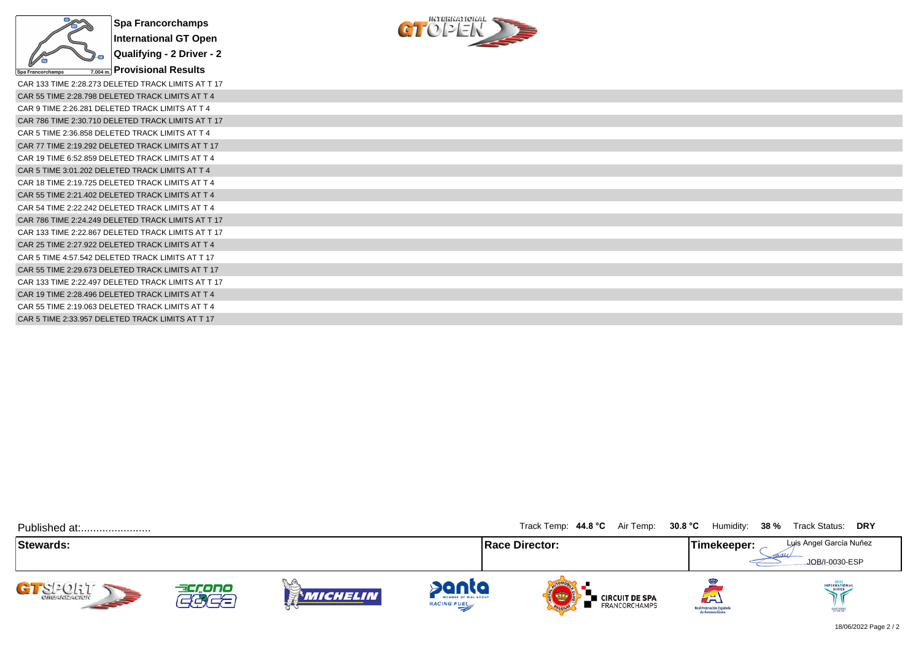**Spa Francorchamps**
**International GT Open**
**Qualifying - 2 Driver - 2**
**Provisional Results**

CAR 133 TIME 2:28.273 DELETED TRACK LIMITS AT T 17
CAR 55 TIME 2:28.798 DELETED TRACK LIMITS AT T 4
CAR 9 TIME 2:26.281 DELETED TRACK LIMITS AT T 4
CAR 786 TIME 2:30.710 DELETED TRACK LIMITS AT T 17
CAR 5 TIME 2:36.858 DELETED TRACK LIMITS AT T 4
CAR 77 TIME 2:19.292 DELETED TRACK LIMITS AT T 17
CAR 19 TIME 6:52.859 DELETED TRACK LIMITS AT T 4
CAR 5 TIME 3:01.202 DELETED TRACK LIMITS AT T 4
CAR 18 TIME 2:19.725 DELETED TRACK LIMITS AT T 4
CAR 55 TIME 2:21.402 DELETED TRACK LIMITS AT T 4
CAR 54 TIME 2:22.242 DELETED TRACK LIMITS AT T 4
CAR 786 TIME 2:24.249 DELETED TRACK LIMITS AT T 17
CAR 133 TIME 2:22.867 DELETED TRACK LIMITS AT T 17
CAR 25 TIME 2:27.922 DELETED TRACK LIMITS AT T 4
CAR 5 TIME 4:57.542 DELETED TRACK LIMITS AT T 17
CAR 55 TIME 2:29.673 DELETED TRACK LIMITS AT T 17
CAR 133 TIME 2:22.497 DELETED TRACK LIMITS AT T 17
CAR 19 TIME 2:28.496 DELETED TRACK LIMITS AT T 4
CAR 55 TIME 2:19.063 DELETED TRACK LIMITS AT T 4
CAR 5 TIME 2:33.957 DELETED TRACK LIMITS AT T 17

Published at:.......................

Track Temp: **44.8 °C** Air Temp: **30.8 °C** Humidity: **38 %** Track Status: **DRY**

| **Stewards:** | **Race Director:** | **Timekeeper:** Luis Angel García Nuñez JOB/I-0030-ESP |
|---|---|---|

18/06/2022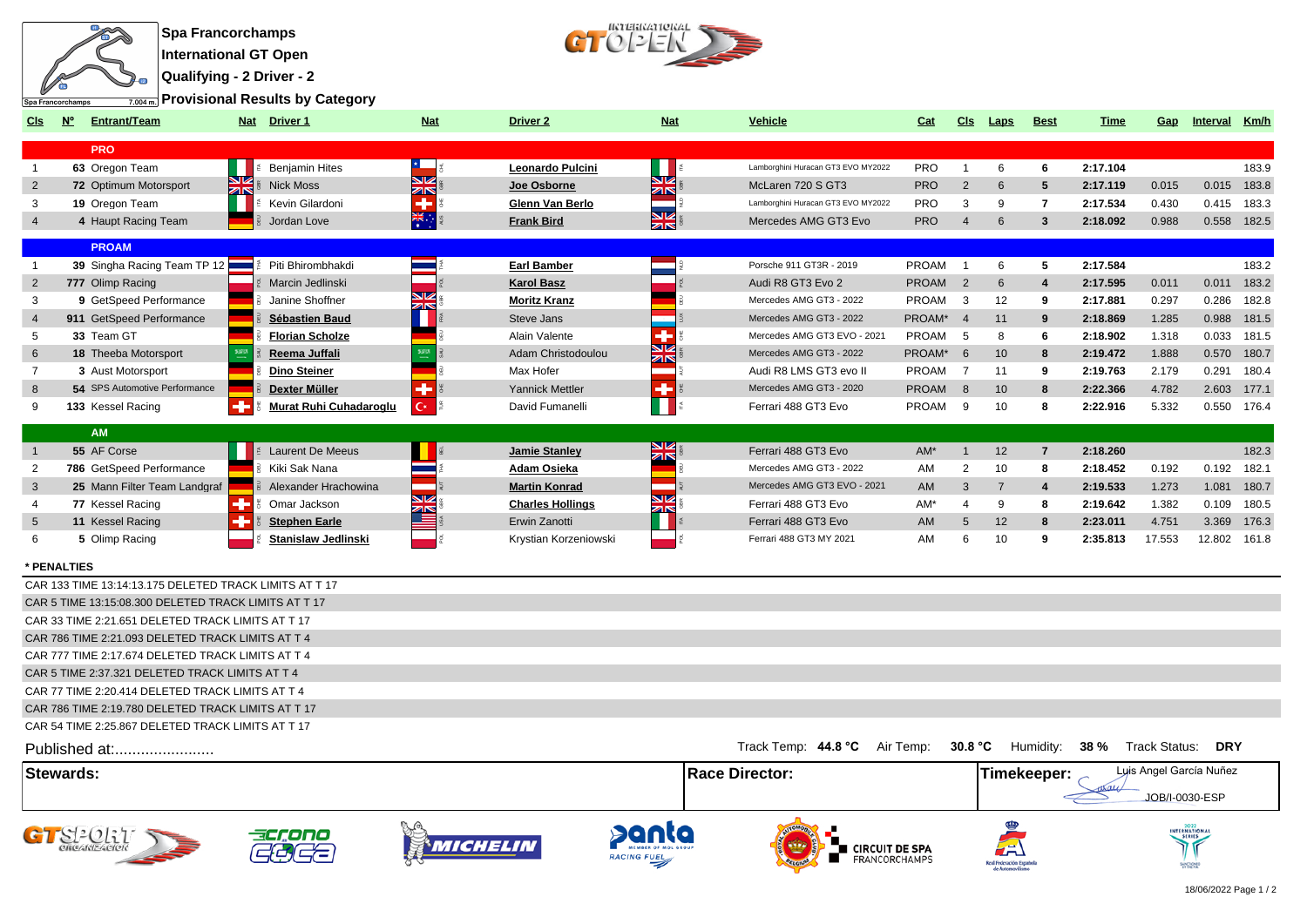**Spa Francorchamps**

**International GT Open**

**Qualifying - 2 Driver - 2**

**Provisional Results by Category**

| Cls | Nº | Entrant/Team | Nat | Driver 1 | Nat | Driver 2 | Nat | Vehicle | Cat | Cls | Laps | Best | Time | Gap | Interval | Km/h |
|---|---|---|---|---|---|---|---|---|---|---|---|---|---|---|---|---|
| **PRO** | | | | | | | | | | | | | | | | |
| 1 | 63 | Oregon Team | ITA | Benjamin Hites | CHI | **Leonardo Pulcini** | ITA | Lamborghini Huracan GT3 EVO MY2022 | PRO | 1 | 6 | 6 | **2:17.104** | | | 183.9 |
| 2 | 72 | Optimum Motorsport | GBR | Nick Moss | GBR | **Joe Osborne** | GBR | McLaren 720 S GT3 | PRO | 2 | 6 | 5 | **2:17.119** | 0.015 | 0.015 | 183.8 |
| 3 | 19 | Oregon Team | ITA | Kevin Gilardoni | CHE | **Glenn Van Berlo** | NLD | Lamborghini Huracan GT3 EVO MY2022 | PRO | 3 | 9 | 7 | **2:17.534** | 0.430 | 0.415 | 183.3 |
| 4 | 4 | Haupt Racing Team | DEU | Jordan Love | AUS | **Frank Bird** | GBR | Mercedes AMG GT3 Evo | PRO | 4 | 6 | 3 | **2:18.092** | 0.988 | 0.558 | 182.5 |
| **PROAM** | | | | | | | | | | | | | | | | |
| 1 | 39 | Singha Racing Team TP 12 | THA | Piti Bhirombhakdi | THA | **Earl Bamber** | NZL | Porsche 911 GT3R - 2019 | PROAM | 1 | 6 | 5 | **2:17.584** | | | 183.2 |
| 2 | 777 | Olimp Racing | POL | Marcin Jedlinski | POL | **Karol Basz** | POL | Audi R8 GT3 Evo 2 | PROAM | 2 | 6 | 4 | **2:17.595** | 0.011 | 0.011 | 183.2 |
| 3 | 9 | GetSpeed Performance | DEU | Janine Shoffner | GBR | **Moritz Kranz** | DEU | Mercedes AMG GT3 - 2022 | PROAM | 3 | 12 | 9 | **2:17.881** | 0.297 | 0.286 | 182.8 |
| 4 | 911 | GetSpeed Performance | DEU | **Sébastien Baud** | FRA | Steve Jans | LUX | Mercedes AMG GT3 - 2022 | PROAM* | 4 | 11 | 9 | **2:18.869** | 1.285 | 0.988 | 181.5 |
| 5 | 33 | Team GT | DEU | **Florian Scholze** | DEU | Alain Valente | CHE | Mercedes AMG GT3 EVO - 2021 | PROAM | 5 | 8 | 6 | **2:18.902** | 1.318 | 0.033 | 181.5 |
| 6 | 18 | Theeba Motorsport | SAU | **Reema Juffali** | SAU | Adam Christodoulou | GBR | Mercedes AMG GT3 - 2022 | PROAM* | 6 | 10 | 8 | **2:19.472** | 1.888 | 0.570 | 180.7 |
| 7 | 3 | Aust Motorsport | DEU | **Dino Steiner** | DEU | Max Hofer | AUT | Audi R8 LMS GT3 evo II | PROAM | 7 | 11 | 9 | **2:19.763** | 2.179 | 0.291 | 180.4 |
| 8 | 54 | SPS Automotive Performance | DEU | **Dexter Müller** | CHE | Yannick Mettler | CHE | Mercedes AMG GT3 - 2020 | PROAM | 8 | 10 | 8 | **2:22.366** | 4.782 | 2.603 | 177.1 |
| 9 | 133 | Kessel Racing | CHE | **Murat Ruhi Cuhadaroglu** | TUR | David Fumanelli | ITA | Ferrari 488 GT3 Evo | PROAM | 9 | 10 | 8 | **2:22.916** | 5.332 | 0.550 | 176.4 |
| **AM** | | | | | | | | | | | | | | | | |
| 1 | 55 | AF Corse | ITA | Laurent De Meeus | BEL | **Jamie Stanley** | GBR | Ferrari 488 GT3 Evo | AM* | 1 | 12 | 7 | **2:18.260** | | | 182.3 |
| 2 | 786 | GetSpeed Performance | DEU | Kiki Sak Nana | THA | **Adam Osieka** | DEU | Mercedes AMG GT3 - 2022 | AM | 2 | 10 | 8 | **2:18.452** | 0.192 | 0.192 | 182.1 |
| 3 | 25 | Mann Filter Team Landgraf | DEU | Alexander Hrachowina | AUT | **Martin Konrad** | AUT | Mercedes AMG GT3 EVO - 2021 | AM | 3 | 7 | 4 | **2:19.533** | 1.273 | 1.081 | 180.7 |
| 4 | 77 | Kessel Racing | CHE | Omar Jackson | GBR | **Charles Hollings** | GBR | Ferrari 488 GT3 Evo | AM* | 4 | 9 | 8 | **2:19.642** | 1.382 | 0.109 | 180.5 |
| 5 | 11 | Kessel Racing | CHE | **Stephen Earle** | USA | Erwin Zanotti | ITA | Ferrari 488 GT3 Evo | AM | 5 | 12 | 8 | **2:23.011** | 4.751 | 3.369 | 176.3 |
| 6 | 5 | Olimp Racing | POL | **Stanislaw Jedlinski** | POL | Krystian Korzeniowski | POL | Ferrari 488 GT3 MY 2021 | AM | 6 | 10 | 9 | **2:35.813** | 17.553 | 12.802 | 161.8 |

**\* PENALTIES**

CAR 133 TIME 13:14:13.175 DELETED TRACK LIMITS AT T 17
CAR 5 TIME 13:15:08.300 DELETED TRACK LIMITS AT T 17
CAR 33 TIME 2:21.651 DELETED TRACK LIMITS AT T 17
CAR 786 TIME 2:21.093 DELETED TRACK LIMITS AT T 4
CAR 777 TIME 2:17.674 DELETED TRACK LIMITS AT T 4
CAR 5 TIME 2:37.321 DELETED TRACK LIMITS AT T 4
CAR 77 TIME 2:20.414 DELETED TRACK LIMITS AT T 4
CAR 786 TIME 2:19.780 DELETED TRACK LIMITS AT T 17
CAR 54 TIME 2:25.867 DELETED TRACK LIMITS AT T 17

Published at:.......................

Track Temp: **44.8 °C** Air Temp: **30.8 °C** Humidity: **38 %** Track Status: **DRY**

| **Stewards:** | **Race Director:** | **Timekeeper:** Luis Angel García Nuñez JOB/I-0030-ESP |
|---|---|---|

18/06/2022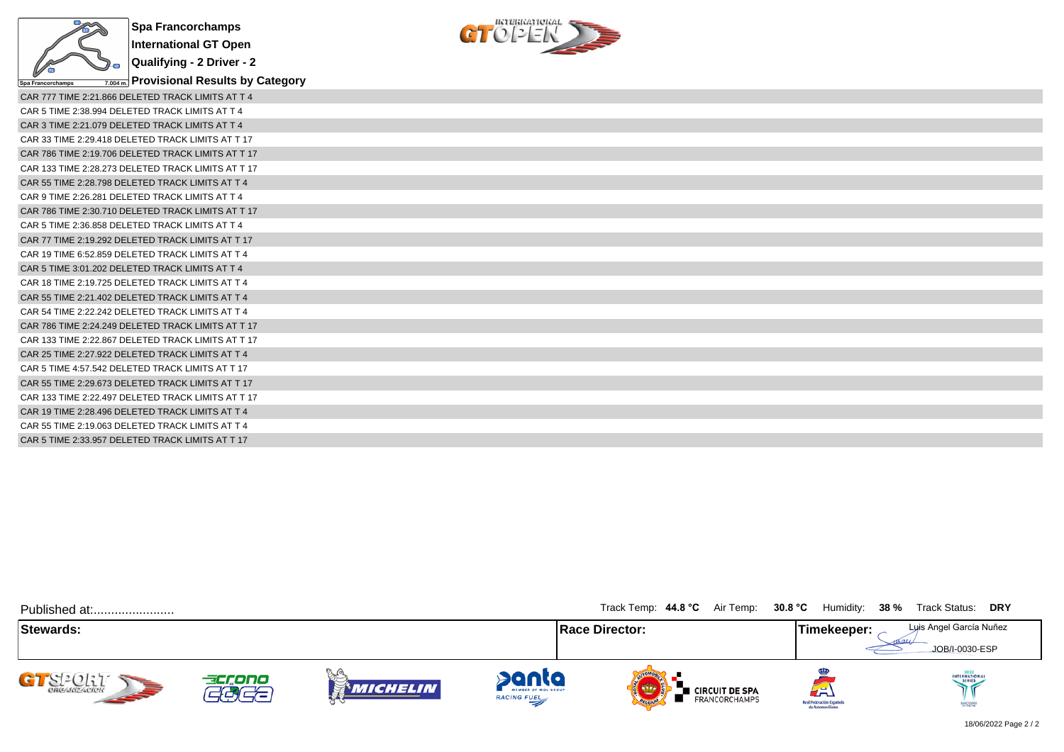# Spa Francorchamps

## International GT Open

### Qualifying - 2 Driver - 2

### Provisional Results by Category

CAR 777 TIME 2:21.866 DELETED TRACK LIMITS AT T 4
CAR 5 TIME 2:38.994 DELETED TRACK LIMITS AT T 4
CAR 3 TIME 2:21.079 DELETED TRACK LIMITS AT T 4
CAR 33 TIME 2:29.418 DELETED TRACK LIMITS AT T 17
CAR 786 TIME 2:19.706 DELETED TRACK LIMITS AT T 17
CAR 133 TIME 2:28.273 DELETED TRACK LIMITS AT T 17
CAR 55 TIME 2:28.798 DELETED TRACK LIMITS AT T 4
CAR 9 TIME 2:26.281 DELETED TRACK LIMITS AT T 4
CAR 786 TIME 2:30.710 DELETED TRACK LIMITS AT T 17
CAR 5 TIME 2:36.858 DELETED TRACK LIMITS AT T 4
CAR 77 TIME 2:19.292 DELETED TRACK LIMITS AT T 17
CAR 19 TIME 6:52.859 DELETED TRACK LIMITS AT T 4
CAR 5 TIME 3:01.202 DELETED TRACK LIMITS AT T 4
CAR 18 TIME 2:19.725 DELETED TRACK LIMITS AT T 4
CAR 55 TIME 2:21.402 DELETED TRACK LIMITS AT T 4
CAR 54 TIME 2:22.242 DELETED TRACK LIMITS AT T 4
CAR 786 TIME 2:24.249 DELETED TRACK LIMITS AT T 17
CAR 133 TIME 2:22.867 DELETED TRACK LIMITS AT T 17
CAR 25 TIME 2:27.922 DELETED TRACK LIMITS AT T 4
CAR 5 TIME 4:57.542 DELETED TRACK LIMITS AT T 17
CAR 55 TIME 2:29.673 DELETED TRACK LIMITS AT T 17
CAR 133 TIME 2:22.497 DELETED TRACK LIMITS AT T 17
CAR 19 TIME 2:28.496 DELETED TRACK LIMITS AT T 4
CAR 55 TIME 2:19.063 DELETED TRACK LIMITS AT T 4
CAR 5 TIME 2:33.957 DELETED TRACK LIMITS AT T 17

Published at:........................

Track Temp: **44.8 °C** Air Temp: **30.8 °C** Humidity: **38 %** Track Status: **DRY**

| Stewards: | Race Director: | Timekeeper: Luis Angel García Nuñez JOB/I-0030-ESP |
|---|---|---|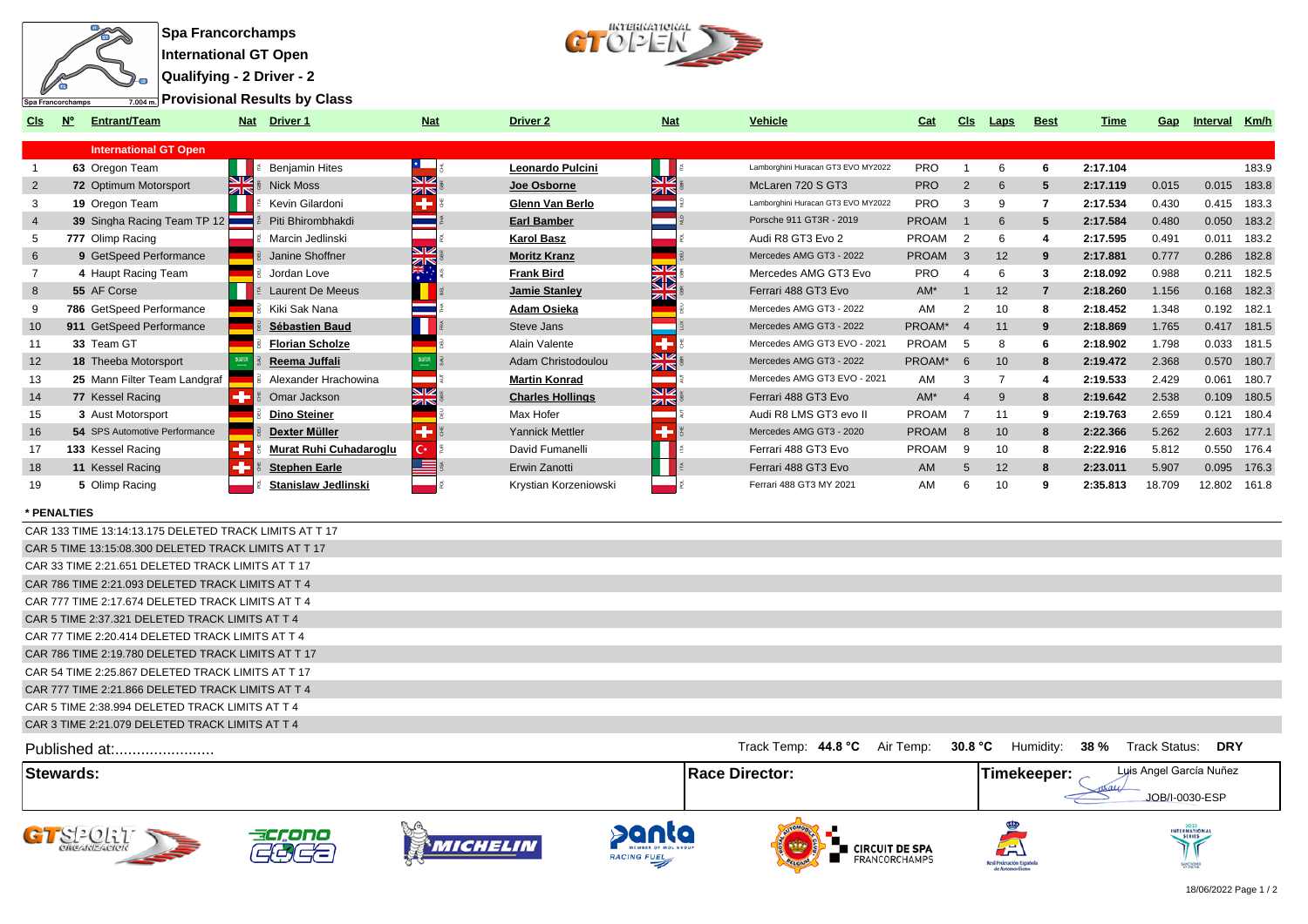# Spa Francorchamps
## International GT Open
## Qualifying - 2 Driver - 2
## Provisional Results by Class

| Cls | Nº | Entrant/Team | Nat | Driver 1 | Nat | Driver 2 | Nat | Vehicle | Cat | Cls | Laps | Best | Time | Gap | Interval | Km/h |
|---|---|---|---|---|---|---|---|---|---|---|---|---|---|---|---|---|
| **International GT Open** | | | | | | | | | | | | | | | | |
| 1 | 63 | Oregon Team | ITA | Benjamin Hites | CHL | **Leonardo Pulcini** | ITA | Lamborghini Huracan GT3 EVO MY2022 | PRO | 1 | 6 | 6 | 2:17.104 | | | 183.9 |
| 2 | 72 | Optimum Motorsport | GBR | Nick Moss | GBR | **Joe Osborne** | GBR | McLaren 720 S GT3 | PRO | 2 | 6 | 5 | 2:17.119 | 0.015 | 0.015 | 183.8 |
| 3 | 19 | Oregon Team | ITA | Kevin Gilardoni | CHE | **Glenn Van Berlo** | NLD | Lamborghini Huracan GT3 EVO MY2022 | PRO | 3 | 9 | 7 | 2:17.534 | 0.430 | 0.415 | 183.3 |
| 4 | 39 | Singha Racing Team TP 12 | THA | Piti Bhirombhakdi | THA | **Earl Bamber** | NZL | Porsche 911 GT3R - 2019 | PROAM | 1 | 6 | 5 | 2:17.584 | 0.480 | 0.050 | 183.2 |
| 5 | 777 | Olimp Racing | POL | Marcin Jedlinski | POL | **Karol Basz** | POL | Audi R8 GT3 Evo 2 | PROAM | 2 | 6 | 4 | 2:17.595 | 0.491 | 0.011 | 183.2 |
| 6 | 9 | GetSpeed Performance | DEU | Janine Shoffner | GBR | **Moritz Kranz** | DEU | Mercedes AMG GT3 - 2022 | PROAM | 3 | 12 | 9 | 2:17.881 | 0.777 | 0.286 | 182.8 |
| 7 | 4 | Haupt Racing Team | DEU | Jordan Love | AUS | **Frank Bird** | GBR | Mercedes AMG GT3 Evo | PRO | 4 | 6 | 3 | 2:18.092 | 0.988 | 0.211 | 182.5 |
| 8 | 55 | AF Corse | ITA | Laurent De Meeus | BEL | **Jamie Stanley** | GBR | Ferrari 488 GT3 Evo | AM* | 1 | 12 | 7 | 2:18.260 | 1.156 | 0.168 | 182.3 |
| 9 | 786 | GetSpeed Performance | DEU | Kiki Sak Nana | THA | **Adam Osieka** | DEU | Mercedes AMG GT3 - 2022 | AM | 2 | 10 | 8 | 2:18.452 | 1.348 | 0.192 | 182.1 |
| 10 | 911 | GetSpeed Performance | DEU | **Sébastien Baud** | FRA | Steve Jans | LUX | Mercedes AMG GT3 - 2022 | PROAM* | 4 | 11 | 9 | 2:18.869 | 1.765 | 0.417 | 181.5 |
| 11 | 33 | Team GT | DEU | **Florian Scholze** | DEU | Alain Valente | CHE | Mercedes AMG GT3 EVO - 2021 | PROAM | 5 | 8 | 6 | 2:18.902 | 1.798 | 0.033 | 181.5 |
| 12 | 18 | Theeba Motorsport | SAU | **Reema Juffali** | SAU | Adam Christodoulou | GBR | Mercedes AMG GT3 - 2022 | PROAM* | 6 | 10 | 8 | 2:19.472 | 2.368 | 0.570 | 180.7 |
| 13 | 25 | Mann Filter Team Landgraf | DEU | Alexander Hrachowina | AUT | **Martin Konrad** | AUT | Mercedes AMG GT3 EVO - 2021 | AM | 3 | 7 | 4 | 2:19.533 | 2.429 | 0.061 | 180.7 |
| 14 | 77 | Kessel Racing | CHE | Omar Jackson | GBR | **Charles Hollings** | GBR | Ferrari 488 GT3 Evo | AM* | 4 | 9 | 8 | 2:19.642 | 2.538 | 0.109 | 180.5 |
| 15 | 3 | Aust Motorsport | DEU | **Dino Steiner** | DEU | Max Hofer | AUT | Audi R8 LMS GT3 evo II | PROAM | 7 | 11 | 9 | 2:19.763 | 2.659 | 0.121 | 180.4 |
| 16 | 54 | SPS Automotive Performance | DEU | **Dexter Müller** | CHE | Yannick Mettler | CHE | Mercedes AMG GT3 - 2020 | PROAM | 8 | 10 | 8 | 2:22.366 | 5.262 | 2.603 | 177.1 |
| 17 | 133 | Kessel Racing | CHE | **Murat Ruhi Cuhadaroglu** | TUR | David Fumanelli | ITA | Ferrari 488 GT3 Evo | PROAM | 9 | 10 | 8 | 2:22.916 | 5.812 | 0.550 | 176.4 |
| 18 | 11 | Kessel Racing | CHE | **Stephen Earle** | USA | Erwin Zanotti | ITA | Ferrari 488 GT3 Evo | AM | 5 | 12 | 8 | 2:23.011 | 5.907 | 0.095 | 176.3 |
| 19 | 5 | Olimp Racing | POL | **Stanislaw Jedlinski** | POL | Krystian Korzeniowski | POL | Ferrari 488 GT3 MY 2021 | AM | 6 | 10 | 9 | 2:35.813 | 18.709 | 12.802 | 161.8 |

**\* PENALTIES**

CAR 133 TIME 13:14:13.175 DELETED TRACK LIMITS AT T 17
CAR 5 TIME 13:15:08.300 DELETED TRACK LIMITS AT T 17
CAR 33 TIME 2:21.651 DELETED TRACK LIMITS AT T 17
CAR 786 TIME 2:21.093 DELETED TRACK LIMITS AT T 4
CAR 777 TIME 2:17.674 DELETED TRACK LIMITS AT T 4
CAR 5 TIME 2:37.321 DELETED TRACK LIMITS AT T 4
CAR 77 TIME 2:20.414 DELETED TRACK LIMITS AT T 4
CAR 786 TIME 2:19.780 DELETED TRACK LIMITS AT T 17
CAR 54 TIME 2:25.867 DELETED TRACK LIMITS AT T 17
CAR 777 TIME 2:21.866 DELETED TRACK LIMITS AT T 4
CAR 5 TIME 2:38.994 DELETED TRACK LIMITS AT T 4
CAR 3 TIME 2:21.079 DELETED TRACK LIMITS AT T 4

Published at:.......................

Track Temp: **44.8 °C** Air Temp: **30.8 °C** Humidity: **38 %** Track Status: **DRY**

| Stewards: | Race Director: | Timekeeper: Luis Angel García Nuñez JOB/I-0030-ESP |
|---|---|---|

18/06/2022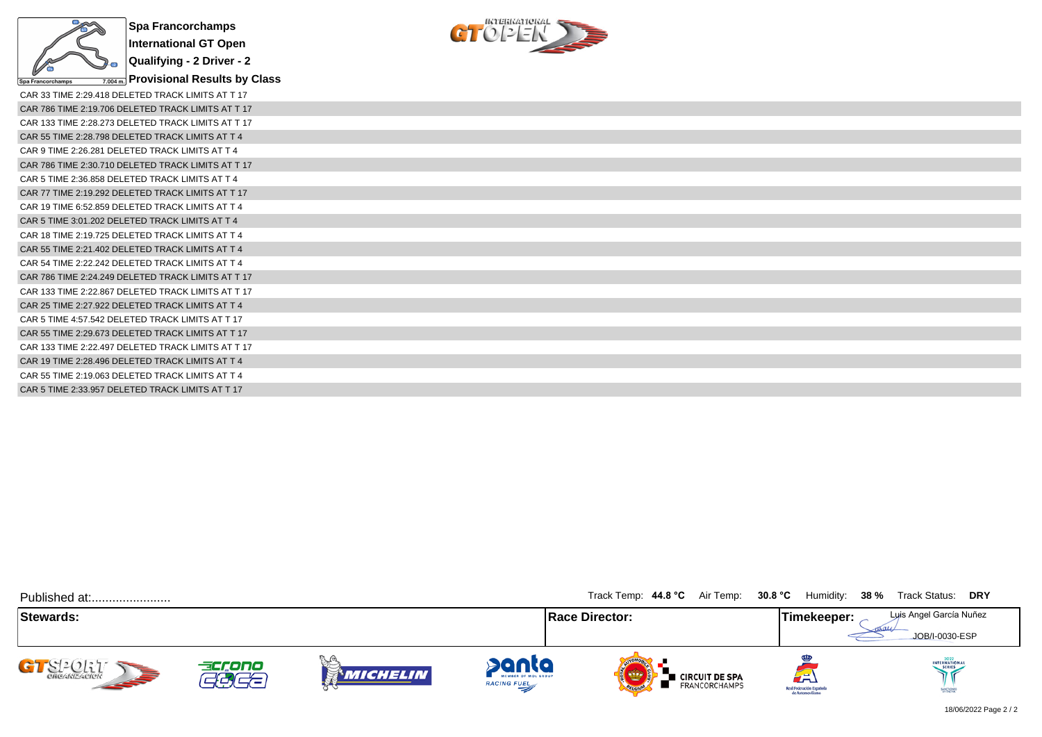# Spa Francorchamps
## International GT Open
## Qualifying - 2 Driver - 2
## Provisional Results by Class

CAR 33 TIME 2:29.418 DELETED TRACK LIMITS AT T 17
CAR 786 TIME 2:19.706 DELETED TRACK LIMITS AT T 17
CAR 133 TIME 2:28.273 DELETED TRACK LIMITS AT T 17
CAR 55 TIME 2:28.798 DELETED TRACK LIMITS AT T 4
CAR 9 TIME 2:26.281 DELETED TRACK LIMITS AT T 4
CAR 786 TIME 2:30.710 DELETED TRACK LIMITS AT T 17
CAR 5 TIME 2:36.858 DELETED TRACK LIMITS AT T 4
CAR 77 TIME 2:19.292 DELETED TRACK LIMITS AT T 17
CAR 19 TIME 6:52.859 DELETED TRACK LIMITS AT T 4
CAR 5 TIME 3:01.202 DELETED TRACK LIMITS AT T 4
CAR 18 TIME 2:19.725 DELETED TRACK LIMITS AT T 4
CAR 55 TIME 2:21.402 DELETED TRACK LIMITS AT T 4
CAR 54 TIME 2:22.242 DELETED TRACK LIMITS AT T 4
CAR 786 TIME 2:24.249 DELETED TRACK LIMITS AT T 17
CAR 133 TIME 2:22.867 DELETED TRACK LIMITS AT T 17
CAR 25 TIME 2:27.922 DELETED TRACK LIMITS AT T 4
CAR 5 TIME 4:57.542 DELETED TRACK LIMITS AT T 17
CAR 55 TIME 2:29.673 DELETED TRACK LIMITS AT T 17
CAR 133 TIME 2:22.497 DELETED TRACK LIMITS AT T 17
CAR 19 TIME 2:28.496 DELETED TRACK LIMITS AT T 4
CAR 55 TIME 2:19.063 DELETED TRACK LIMITS AT T 4
CAR 5 TIME 2:33.957 DELETED TRACK LIMITS AT T 17

Published at:.......................

Track Temp: **44.8 °C** Air Temp: **30.8 °C** Humidity: **38 %** Track Status: **DRY**

| Stewards: | Race Director: | Timekeeper: Luis Angel García Nuñez JOB/I-0030-ESP |
|---|---|---|

18/06/2022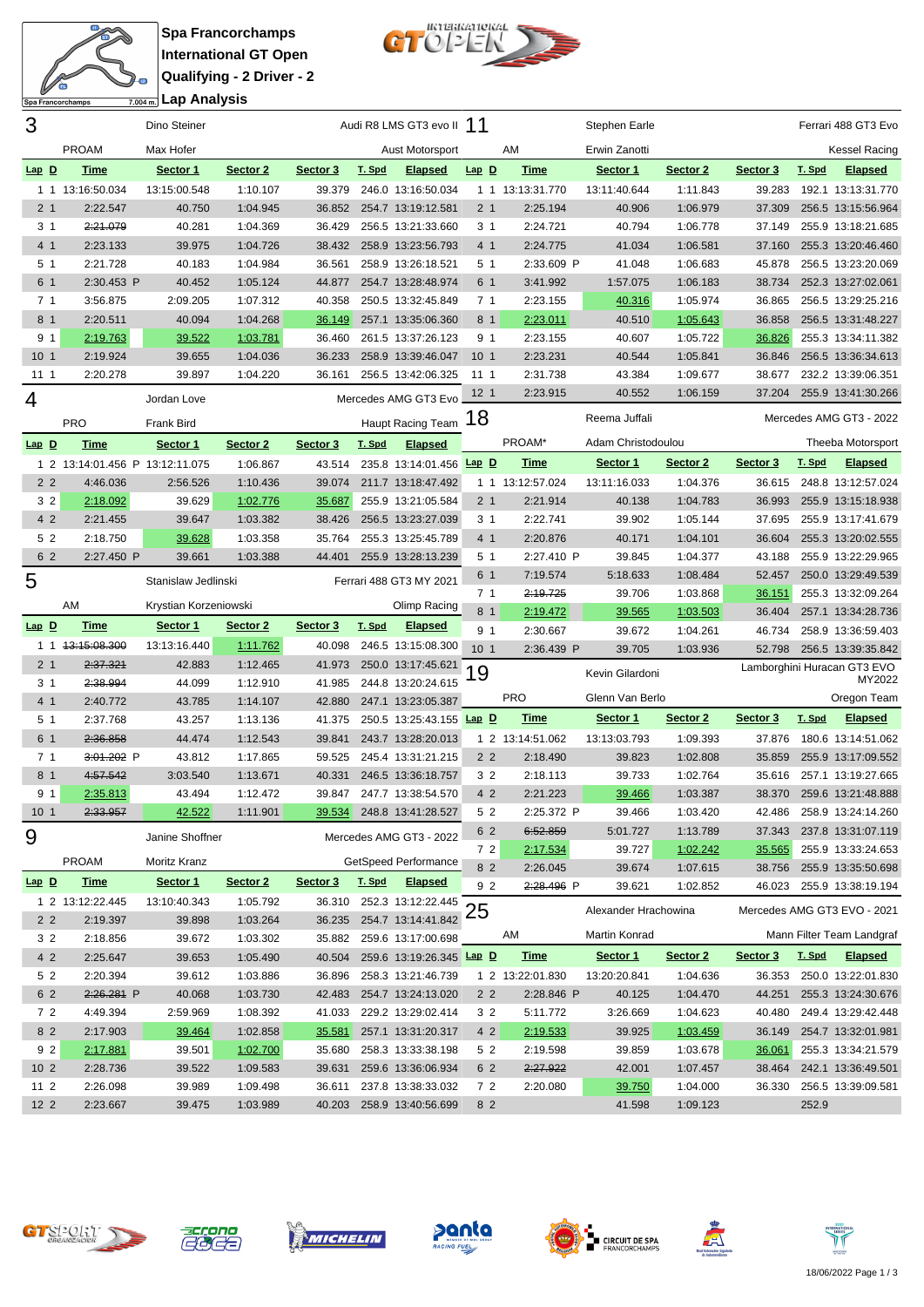# Spa Francorchamps
## International GT Open
## Qualifying - 2 Driver - 2
## Lap Analysis

Spa Francorchamps 7.004 m.

### 3 — Dino Steiner / Max Hofer — Audi R8 LMS GT3 evo II — PROAM — Aust Motorsport

| Lap | D | Time | Sector 1 | Sector 2 | Sector 3 | T. Spd | Elapsed |
|---|---|---|---|---|---|---|---|
| 1 | 1 | 13:16:50.034 | 13:15:00.548 | 1:10.107 | 39.379 | 246.0 | 13:16:50.034 |
| 2 | 1 | 2:22.547 | 40.750 | 1:04.945 | 36.852 | 254.7 | 13:19:12.581 |
| 3 | 1 | 2:21.079 | 40.281 | 1:04.369 | 36.429 | 256.5 | 13:21:33.660 |
| 4 | 1 | 2:23.133 | 39.975 | 1:04.726 | 38.432 | 258.9 | 13:23:56.793 |
| 5 | 1 | 2:21.728 | 40.183 | 1:04.984 | 36.561 | 258.9 | 13:26:18.521 |
| 6 | 1 | 2:30.453 P | 40.452 | 1:05.124 | 44.877 | 254.7 | 13:28:48.974 |
| 7 | 1 | 3:56.875 | 2:09.205 | 1:07.312 | 40.358 | 250.5 | 13:32:45.849 |
| 8 | 1 | 2:20.511 | 40.094 | 1:04.268 | 36.149 | 257.1 | 13:35:06.360 |
| 9 | 1 | 2:19.763 | 39.522 | 1:03.781 | 36.460 | 261.5 | 13:37:26.123 |
| 10 | 1 | 2:19.924 | 39.655 | 1:04.036 | 36.233 | 258.9 | 13:39:46.047 |
| 11 | 1 | 2:20.278 | 39.897 | 1:04.220 | 36.161 | 256.5 | 13:42:06.325 |

### 4 — Jordan Love / Frank Bird — Mercedes AMG GT3 Evo — PRO — Haupt Racing Team

| Lap | D | Time | Sector 1 | Sector 2 | Sector 3 | T. Spd | Elapsed |
|---|---|---|---|---|---|---|---|
| 1 | 2 | 13:14:01.456 P | 13:12:11.075 | 1:06.867 | 43.514 | 235.8 | 13:14:01.456 |
| 2 | 2 | 4:46.036 | 2:56.526 | 1:10.436 | 39.074 | 211.7 | 13:18:47.492 |
| 3 | 2 | 2:18.092 | 39.629 | 1:02.776 | 35.687 | 255.9 | 13:21:05.584 |
| 4 | 2 | 2:21.455 | 39.647 | 1:03.382 | 38.426 | 256.5 | 13:23:27.039 |
| 5 | 2 | 2:18.750 | 39.628 | 1:03.358 | 35.764 | 255.3 | 13:25:45.789 |
| 6 | 2 | 2:27.450 P | 39.661 | 1:03.388 | 44.401 | 255.9 | 13:28:13.239 |

### 5 — Stanislaw Jedlinski / Krystian Korzeniowski — Ferrari 488 GT3 MY 2021 — AM — Olimp Racing

| Lap | D | Time | Sector 1 | Sector 2 | Sector 3 | T. Spd | Elapsed |
|---|---|---|---|---|---|---|---|
| 1 | 1 | 13:15:08.300 | 13:13:16.440 | 1:11.762 | 40.098 | 246.5 | 13:15:08.300 |
| 2 | 1 | 2:37.321 | 42.883 | 1:12.465 | 41.973 | 250.0 | 13:17:45.621 |
| 3 | 1 | 2:38.994 | 44.099 | 1:12.910 | 41.985 | 244.8 | 13:20:24.615 |
| 4 | 1 | 2:40.772 | 43.785 | 1:14.107 | 42.880 | 247.1 | 13:23:05.387 |
| 5 | 1 | 2:37.768 | 43.257 | 1:13.136 | 41.375 | 250.5 | 13:25:43.155 |
| 6 | 1 | 2:36.858 | 44.474 | 1:12.543 | 39.841 | 243.7 | 13:28:20.013 |
| 7 | 1 | 3:01.202 P | 43.812 | 1:17.865 | 59.525 | 245.4 | 13:31:21.215 |
| 8 | 1 | 4:57.542 | 3:03.540 | 1:13.671 | 40.331 | 246.5 | 13:36:18.757 |
| 9 | 1 | 2:35.813 | 43.494 | 1:12.472 | 39.847 | 247.7 | 13:38:54.570 |
| 10 | 1 | 2:33.957 | 42.522 | 1:11.901 | 39.534 | 248.8 | 13:41:28.527 |

### 9 — Janine Shoffner / Moritz Kranz — Mercedes AMG GT3 - 2022 — PROAM — GetSpeed Performance

| Lap | D | Time | Sector 1 | Sector 2 | Sector 3 | T. Spd | Elapsed |
|---|---|---|---|---|---|---|---|
| 1 | 2 | 13:12:22.445 | 13:10:40.343 | 1:05.792 | 36.310 | 252.3 | 13:12:22.445 |
| 2 | 2 | 2:19.397 | 39.898 | 1:03.264 | 36.235 | 254.7 | 13:14:41.842 |
| 3 | 2 | 2:18.856 | 39.672 | 1:03.302 | 35.882 | 259.6 | 13:17:00.698 |
| 4 | 2 | 2:25.647 | 39.653 | 1:05.490 | 40.504 | 259.6 | 13:19:26.345 |
| 5 | 2 | 2:20.394 | 39.612 | 1:03.886 | 36.896 | 258.3 | 13:21:46.739 |
| 6 | 2 | 2:26.281 P | 40.068 | 1:03.730 | 42.483 | 254.7 | 13:24:13.020 |
| 7 | 2 | 4:49.394 | 2:59.969 | 1:08.392 | 41.033 | 229.2 | 13:29:02.414 |
| 8 | 2 | 2:17.903 | 39.464 | 1:02.858 | 35.581 | 257.1 | 13:31:20.317 |
| 9 | 2 | 2:17.881 | 39.501 | 1:02.700 | 35.680 | 258.3 | 13:33:38.198 |
| 10 | 2 | 2:28.736 | 39.522 | 1:09.583 | 39.631 | 259.6 | 13:36:06.934 |
| 11 | 2 | 2:26.098 | 39.989 | 1:09.498 | 36.611 | 237.8 | 13:38:33.032 |
| 12 | 2 | 2:23.667 | 39.475 | 1:03.989 | 40.203 | 258.9 | 13:40:56.699 |

### 11 — Stephen Earle / Erwin Zanotti — Ferrari 488 GT3 Evo — AM — Kessel Racing

| Lap | D | Time | Sector 1 | Sector 2 | Sector 3 | T. Spd | Elapsed |
|---|---|---|---|---|---|---|---|
| 1 | 1 | 13:13:31.770 | 13:11:40.644 | 1:11.843 | 39.283 | 192.1 | 13:13:31.770 |
| 2 | 1 | 2:25.194 | 40.906 | 1:06.979 | 37.309 | 256.5 | 13:15:56.964 |
| 3 | 1 | 2:24.721 | 40.794 | 1:06.778 | 37.149 | 255.9 | 13:18:21.685 |
| 4 | 1 | 2:24.775 | 41.034 | 1:06.581 | 37.160 | 255.3 | 13:20:46.460 |
| 5 | 1 | 2:33.609 P | 41.048 | 1:06.683 | 45.878 | 256.5 | 13:23:20.069 |
| 6 | 1 | 3:41.992 | 1:57.075 | 1:06.183 | 38.734 | 252.3 | 13:27:02.061 |
| 7 | 1 | 2:23.155 | 40.316 | 1:05.974 | 36.865 | 256.5 | 13:29:25.216 |
| 8 | 1 | 2:23.011 | 40.510 | 1:05.643 | 36.858 | 256.5 | 13:31:48.227 |
| 9 | 1 | 2:23.155 | 40.607 | 1:05.722 | 36.826 | 255.3 | 13:34:11.382 |
| 10 | 1 | 2:23.231 | 40.544 | 1:05.841 | 36.846 | 256.5 | 13:36:34.613 |
| 11 | 1 | 2:31.738 | 43.384 | 1:09.677 | 38.677 | 232.2 | 13:39:06.351 |
| 12 | 1 | 2:23.915 | 40.552 | 1:06.159 | 37.204 | 255.9 | 13:41:30.266 |

### 18 — Reema Juffali / Adam Christodoulou — Mercedes AMG GT3 - 2022 — PROAM* — Theeba Motorsport

| Lap | D | Time | Sector 1 | Sector 2 | Sector 3 | T. Spd | Elapsed |
|---|---|---|---|---|---|---|---|
| 1 | 1 | 13:12:57.024 | 13:11:16.033 | 1:04.376 | 36.615 | 248.8 | 13:12:57.024 |
| 2 | 1 | 2:21.914 | 40.138 | 1:04.783 | 36.993 | 255.9 | 13:15:18.938 |
| 3 | 1 | 2:22.741 | 39.902 | 1:05.144 | 37.695 | 255.9 | 13:17:41.679 |
| 4 | 1 | 2:20.876 | 40.171 | 1:04.101 | 36.604 | 255.3 | 13:20:02.555 |
| 5 | 1 | 2:27.410 P | 39.845 | 1:04.377 | 43.188 | 255.9 | 13:22:29.965 |
| 6 | 1 | 7:19.574 | 5:18.633 | 1:08.484 | 52.457 | 250.0 | 13:29:49.539 |
| 7 | 1 | 2:19.725 | 39.706 | 1:03.868 | 36.151 | 255.3 | 13:32:09.264 |
| 8 | 1 | 2:19.472 | 39.565 | 1:03.503 | 36.404 | 257.1 | 13:34:28.736 |
| 9 | 1 | 2:30.667 | 39.672 | 1:04.261 | 46.734 | 258.9 | 13:36:59.403 |
| 10 | 1 | 2:36.439 P | 39.705 | 1:03.936 | 52.798 | 256.5 | 13:39:35.842 |

### 19 — Kevin Gilardoni / Glenn Van Berlo — Lamborghini Huracan GT3 EVO MY2022 — PRO — Oregon Team

| Lap | D | Time | Sector 1 | Sector 2 | Sector 3 | T. Spd | Elapsed |
|---|---|---|---|---|---|---|---|
| 1 | 2 | 13:14:51.062 | 13:13:03.793 | 1:09.393 | 37.876 | 180.6 | 13:14:51.062 |
| 2 | 2 | 2:18.490 | 39.823 | 1:02.808 | 35.859 | 255.9 | 13:17:09.552 |
| 3 | 2 | 2:18.113 | 39.733 | 1:02.764 | 35.616 | 257.1 | 13:19:27.665 |
| 4 | 2 | 2:21.223 | 39.466 | 1:03.387 | 38.370 | 259.6 | 13:21:48.888 |
| 5 | 2 | 2:25.372 P | 39.466 | 1:03.420 | 42.486 | 258.9 | 13:24:14.260 |
| 6 | 2 | 6:52.859 | 5:01.727 | 1:13.789 | 37.343 | 237.8 | 13:31:07.119 |
| 7 | 2 | 2:17.534 | 39.727 | 1:02.242 | 35.565 | 255.9 | 13:33:24.653 |
| 8 | 2 | 2:26.045 | 39.674 | 1:07.615 | 38.756 | 255.9 | 13:35:50.698 |
| 9 | 2 | 2:28.496 P | 39.621 | 1:02.852 | 46.023 | 255.9 | 13:38:19.194 |

### 25 — Alexander Hrachowina / Martin Konrad — Mercedes AMG GT3 EVO - 2021 — AM — Mann Filter Team Landgraf

| Lap | D | Time | Sector 1 | Sector 2 | Sector 3 | T. Spd | Elapsed |
|---|---|---|---|---|---|---|---|
| 1 | 2 | 13:22:01.830 | 13:20:20.841 | 1:04.636 | 36.353 | 250.0 | 13:22:01.830 |
| 2 | 2 | 2:28.846 P | 40.125 | 1:04.470 | 44.251 | 255.3 | 13:24:30.676 |
| 3 | 2 | 5:11.772 | 3:26.669 | 1:04.623 | 40.480 | 249.4 | 13:29:42.448 |
| 4 | 2 | 2:19.533 | 39.925 | 1:03.459 | 36.149 | 254.7 | 13:32:01.981 |
| 5 | 2 | 2:19.598 | 39.859 | 1:03.678 | 36.061 | 255.3 | 13:34:21.579 |
| 6 | 2 | 2:27.922 | 42.001 | 1:07.457 | 38.464 | 242.1 | 13:36:49.501 |
| 7 | 2 | 2:20.080 | 39.750 | 1:04.000 | 36.330 | 256.5 | 13:39:09.581 |
| 8 | 2 | | 41.598 | 1:09.123 | | 252.9 | |

18/06/2022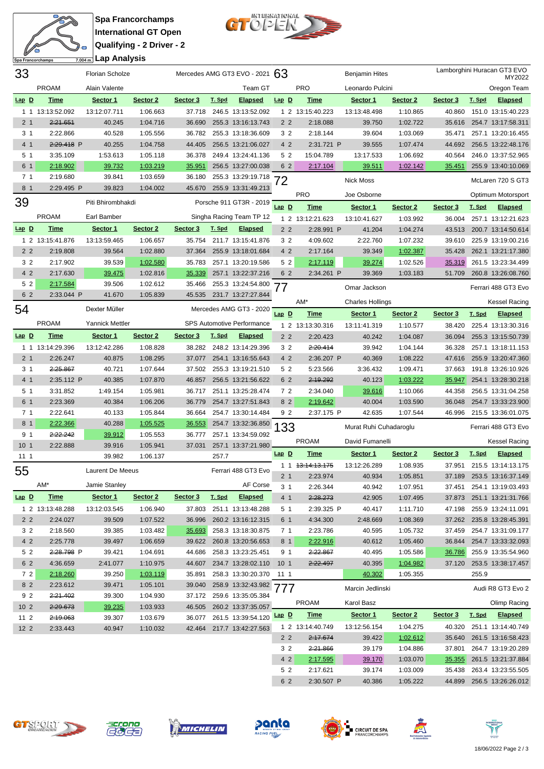# Spa Francorchamps
## International GT Open
## Qualifying - 2 Driver - 2
## Lap Analysis

Spa Francorchamps 7.004 m.

### 33 — Florian Scholze / Alain Valente — Mercedes AMG GT3 EVO - 2021 — PROAM — Team GT

| Lap | D | Time | Sector 1 | Sector 2 | Sector 3 | T. Spd | Elapsed |
|---|---|---|---|---|---|---|---|
| 1 | 1 | 13:13:52.092 | 13:12:07.711 | 1:06.663 | 37.718 | 246.5 | 13:13:52.092 |
| 2 | 1 | ~~2:21.651~~ | 40.245 | 1:04.716 | 36.690 | 255.3 | 13:16:13.743 |
| 3 | 1 | 2:22.866 | 40.528 | 1:05.556 | 36.782 | 255.3 | 13:18:36.609 |
| 4 | 1 | ~~2:29.418~~ P | 40.255 | 1:04.758 | 44.405 | 256.5 | 13:21:06.027 |
| 5 | 1 | 3:35.109 | 1:53.613 | 1:05.118 | 36.378 | 249.4 | 13:24:41.136 |
| 6 | 1 | 2:18.902 | 39.732 | 1:03.219 | 35.951 | 256.5 | 13:27:00.038 |
| 7 | 1 | 2:19.680 | 39.841 | 1:03.659 | 36.180 | 255.3 | 13:29:19.718 |
| 8 | 1 | 2:29.495 P | 39.823 | 1:04.002 | 45.670 | 255.9 | 13:31:49.213 |

### 39 — Piti Bhirombhakdi / Earl Bamber — Porsche 911 GT3R - 2019 — PROAM — Singha Racing Team TP 12

| Lap | D | Time | Sector 1 | Sector 2 | Sector 3 | T. Spd | Elapsed |
|---|---|---|---|---|---|---|---|
| 1 | 2 | 13:15:41.876 | 13:13:59.465 | 1:06.657 | 35.754 | 211.7 | 13:15:41.876 |
| 2 | 2 | 2:19.808 | 39.564 | 1:02.880 | 37.364 | 255.9 | 13:18:01.684 |
| 3 | 2 | 2:17.902 | 39.539 | 1:02.580 | 35.783 | 257.1 | 13:20:19.586 |
| 4 | 2 | 2:17.630 | 39.475 | 1:02.816 | 35.339 | 257.1 | 13:22:37.216 |
| 5 | 2 | 2:17.584 | 39.506 | 1:02.612 | 35.466 | 255.3 | 13:24:54.800 |
| 6 | 2 | 2:33.044 P | 41.670 | 1:05.839 | 45.535 | 231.7 | 13:27:27.844 |

### 54 — Dexter Müller / Yannick Mettler — Mercedes AMG GT3 - 2020 — PROAM — SPS Automotive Performance

| Lap | D | Time | Sector 1 | Sector 2 | Sector 3 | T. Spd | Elapsed |
|---|---|---|---|---|---|---|---|
| 1 | 1 | 13:14:29.396 | 13:12:42.286 | 1:08.828 | 38.282 | 248.2 | 13:14:29.396 |
| 2 | 1 | 2:26.247 | 40.875 | 1:08.295 | 37.077 | 254.1 | 13:16:55.643 |
| 3 | 1 | ~~2:25.867~~ | 40.721 | 1:07.644 | 37.502 | 255.3 | 13:19:21.510 |
| 4 | 1 | 2:35.112 P | 40.385 | 1:07.870 | 46.857 | 256.5 | 13:21:56.622 |
| 5 | 1 | 3:31.852 | 1:49.154 | 1:05.981 | 36.717 | 251.1 | 13:25:28.474 |
| 6 | 1 | 2:23.369 | 40.384 | 1:06.206 | 36.779 | 254.7 | 13:27:51.843 |
| 7 | 1 | 2:22.641 | 40.133 | 1:05.844 | 36.664 | 254.7 | 13:30:14.484 |
| 8 | 1 | 2:22.366 | 40.288 | 1:05.525 | 36.553 | 254.7 | 13:32:36.850 |
| 9 | 1 | ~~2:22.242~~ | 39.912 | 1:05.553 | 36.777 | 257.1 | 13:34:59.092 |
| 10 | 1 | 2:22.888 | 39.916 | 1:05.941 | 37.031 | 257.1 | 13:37:21.980 |
| 11 | 1 | | 39.982 | 1:06.137 | | 257.7 | |

### 55 — Laurent De Meeus / Jamie Stanley — Ferrari 488 GT3 Evo — AM* — AF Corse

| Lap | D | Time | Sector 1 | Sector 2 | Sector 3 | T. Spd | Elapsed |
|---|---|---|---|---|---|---|---|
| 1 | 2 | 13:13:48.288 | 13:12:03.545 | 1:06.940 | 37.803 | 251.1 | 13:13:48.288 |
| 2 | 2 | 2:24.027 | 39.509 | 1:07.522 | 36.996 | 260.2 | 13:16:12.315 |
| 3 | 2 | 2:18.560 | 39.385 | 1:03.482 | 35.693 | 258.3 | 13:18:30.875 |
| 4 | 2 | 2:25.778 | 39.497 | 1:06.659 | 39.622 | 260.8 | 13:20:56.653 |
| 5 | 2 | ~~2:28.798~~ P | 39.421 | 1:04.691 | 44.686 | 258.3 | 13:23:25.451 |
| 6 | 2 | 4:36.659 | 2:41.077 | 1:10.975 | 44.607 | 234.7 | 13:28:02.110 |
| 7 | 2 | 2:18.260 | 39.250 | 1:03.119 | 35.891 | 258.3 | 13:30:20.370 |
| 8 | 2 | 2:23.612 | 39.471 | 1:05.101 | 39.040 | 258.9 | 13:32:43.982 |
| 9 | 2 | ~~2:21.402~~ | 39.300 | 1:04.930 | 37.172 | 259.6 | 13:35:05.384 |
| 10 | 2 | ~~2:29.673~~ | 39.235 | 1:03.933 | 46.505 | 260.2 | 13:37:35.057 |
| 11 | 2 | ~~2:19.063~~ | 39.307 | 1:03.679 | 36.077 | 261.5 | 13:39:54.120 |
| 12 | 2 | 2:33.443 | 40.947 | 1:10.032 | 42.464 | 217.7 | 13:42:27.563 |

### 63 — Benjamin Hites / Leonardo Pulcini — Lamborghini Huracan GT3 EVO MY2022 — PRO — Oregon Team

| Lap | D | Time | Sector 1 | Sector 2 | Sector 3 | T. Spd | Elapsed |
|---|---|---|---|---|---|---|---|
| 1 | 2 | 13:15:40.223 | 13:13:48.498 | 1:10.865 | 40.860 | 151.0 | 13:15:40.223 |
| 2 | 2 | 2:18.088 | 39.750 | 1:02.722 | 35.616 | 254.7 | 13:17:58.311 |
| 3 | 2 | 2:18.144 | 39.604 | 1:03.069 | 35.471 | 257.1 | 13:20:16.455 |
| 4 | 2 | 2:31.721 P | 39.555 | 1:07.474 | 44.692 | 256.5 | 13:22:48.176 |
| 5 | 2 | 15:04.789 | 13:17.533 | 1:06.692 | 40.564 | 246.0 | 13:37:52.965 |
| 6 | 2 | 2:17.104 | 39.511 | 1:02.142 | 35.451 | 255.9 | 13:40:10.069 |

### 72 — Nick Moss / Joe Osborne — McLaren 720 S GT3 — PRO — Optimum Motorsport

| Lap | D | Time | Sector 1 | Sector 2 | Sector 3 | T. Spd | Elapsed |
|---|---|---|---|---|---|---|---|
| 1 | 2 | 13:12:21.623 | 13:10:41.627 | 1:03.992 | 36.004 | 257.1 | 13:12:21.623 |
| 2 | 2 | 2:28.991 P | 41.204 | 1:04.274 | 43.513 | 200.7 | 13:14:50.614 |
| 3 | 2 | 4:09.602 | 2:22.760 | 1:07.232 | 39.610 | 225.9 | 13:19:00.216 |
| 4 | 2 | 2:17.164 | 39.349 | 1:02.387 | 35.428 | 262.1 | 13:21:17.380 |
| 5 | 2 | 2:17.119 | 39.274 | 1:02.526 | 35.319 | 261.5 | 13:23:34.499 |
| 6 | 2 | 2:34.261 P | 39.369 | 1:03.183 | 51.709 | 260.8 | 13:26:08.760 |

### 77 — Omar Jackson / Charles Hollings — Ferrari 488 GT3 Evo — AM* — Kessel Racing

| Lap | D | Time | Sector 1 | Sector 2 | Sector 3 | T. Spd | Elapsed |
|---|---|---|---|---|---|---|---|
| 1 | 2 | 13:13:30.316 | 13:11:41.319 | 1:10.577 | 38.420 | 225.4 | 13:13:30.316 |
| 2 | 2 | 2:20.423 | 40.242 | 1:04.087 | 36.094 | 255.3 | 13:15:50.739 |
| 3 | 2 | ~~2:20.414~~ | 39.942 | 1:04.144 | 36.328 | 257.1 | 13:18:11.153 |
| 4 | 2 | 2:36.207 P | 40.369 | 1:08.222 | 47.616 | 255.9 | 13:20:47.360 |
| 5 | 2 | 5:23.566 | 3:36.432 | 1:09.471 | 37.663 | 191.8 | 13:26:10.926 |
| 6 | 2 | ~~2:19.292~~ | 40.123 | 1:03.222 | 35.947 | 254.1 | 13:28:30.218 |
| 7 | 2 | 2:34.040 | 39.616 | 1:10.066 | 44.358 | 256.5 | 13:31:04.258 |
| 8 | 2 | 2:19.642 | 40.004 | 1:03.590 | 36.048 | 254.7 | 13:33:23.900 |
| 9 | 2 | 2:37.175 P | 42.635 | 1:07.544 | 46.996 | 215.5 | 13:36:01.075 |

### 133 — Murat Ruhi Cuhadaroglu / David Fumanelli — Ferrari 488 GT3 Evo — PROAM — Kessel Racing

| Lap | D | Time | Sector 1 | Sector 2 | Sector 3 | T. Spd | Elapsed |
|---|---|---|---|---|---|---|---|
| 1 | 1 | ~~13:14:13.175~~ | 13:12:26.289 | 1:08.935 | 37.951 | 215.5 | 13:14:13.175 |
| 2 | 1 | 2:23.974 | 40.934 | 1:05.851 | 37.189 | 253.5 | 13:16:37.149 |
| 3 | 1 | 2:26.344 | 40.942 | 1:07.951 | 37.451 | 254.1 | 13:19:03.493 |
| 4 | 1 | ~~2:28.273~~ | 42.905 | 1:07.495 | 37.873 | 251.1 | 13:21:31.766 |
| 5 | 1 | 2:39.325 P | 40.417 | 1:11.710 | 47.198 | 255.9 | 13:24:11.091 |
| 6 | 1 | 4:34.300 | 2:48.669 | 1:08.369 | 37.262 | 235.8 | 13:28:45.391 |
| 7 | 1 | 2:23.786 | 40.595 | 1:05.732 | 37.459 | 254.7 | 13:31:09.177 |
| 8 | 1 | 2:22.916 | 40.612 | 1:05.460 | 36.844 | 254.7 | 13:33:32.093 |
| 9 | 1 | ~~2:22.867~~ | 40.495 | 1:05.586 | 36.786 | 255.9 | 13:35:54.960 |
| 10 | 1 | ~~2:22.497~~ | 40.395 | 1:04.982 | 37.120 | 253.5 | 13:38:17.457 |
| 11 | 1 | | 40.302 | 1:05.355 | | 255.9 | |

### 777 — Marcin Jedlinski / Karol Basz — Audi R8 GT3 Evo 2 — PROAM — Olimp Racing

| Lap | D | Time | Sector 1 | Sector 2 | Sector 3 | T. Spd | Elapsed |
|---|---|---|---|---|---|---|---|
| 1 | 2 | 13:14:40.749 | 13:12:56.154 | 1:04.275 | 40.320 | 251.1 | 13:14:40.749 |
| 2 | 2 | ~~2:17.674~~ | 39.422 | 1:02.612 | 35.640 | 261.5 | 13:16:58.423 |
| 3 | 2 | ~~2:21.866~~ | 39.179 | 1:04.886 | 37.801 | 264.7 | 13:19:20.289 |
| 4 | 2 | 2:17.595 | 39.170 | 1:03.070 | 35.355 | 261.5 | 13:21:37.884 |
| 5 | 2 | 2:17.621 | 39.174 | 1:03.009 | 35.438 | 263.4 | 13:23:55.505 |
| 6 | 2 | 2:30.507 P | 40.386 | 1:05.222 | 44.899 | 256.5 | 13:26:26.012 |

18/06/2022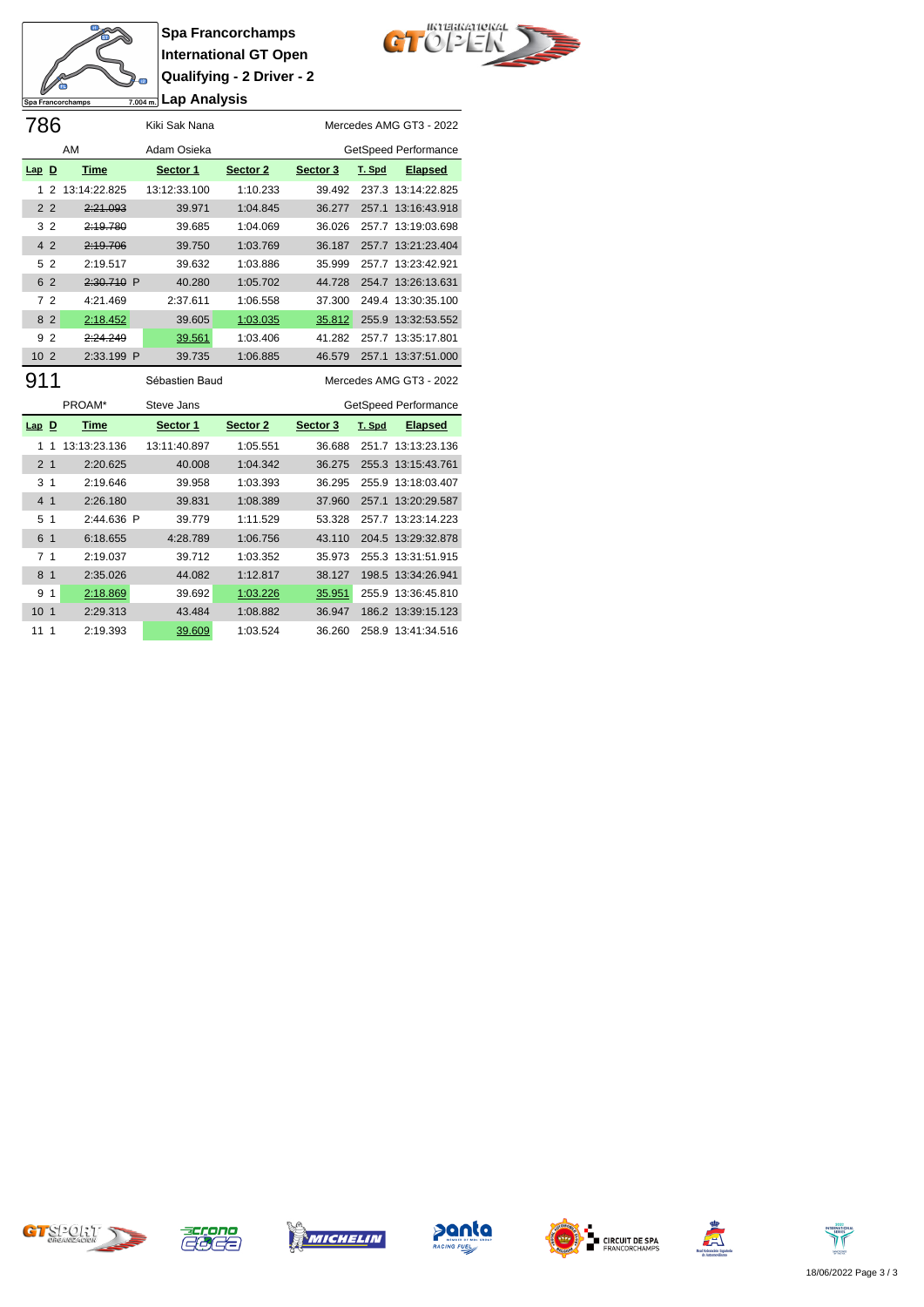**Spa Francorchamps**
**International GT Open**
**Qualifying - 2 Driver - 2**
**Lap Analysis**

Spa Francorchamps 7.004 m.

## 786

Kiki Sak Nana — Mercedes AMG GT3 - 2022

AM — Adam Osieka — GetSpeed Performance

| Lap | D | Time | Sector 1 | Sector 2 | Sector 3 | T. Spd | Elapsed |
|---|---|---|---|---|---|---|---|
| 1 | 2 | 13:14:22.825 | 13:12:33.100 | 1:10.233 | 39.492 | 237.3 | 13:14:22.825 |
| 2 | 2 | ~~2:21.093~~ | 39.971 | 1:04.845 | 36.277 | 257.1 | 13:16:43.918 |
| 3 | 2 | ~~2:19.780~~ | 39.685 | 1:04.069 | 36.026 | 257.7 | 13:19:03.698 |
| 4 | 2 | ~~2:19.706~~ | 39.750 | 1:03.769 | 36.187 | 257.7 | 13:21:23.404 |
| 5 | 2 | 2:19.517 | 39.632 | 1:03.886 | 35.999 | 257.7 | 13:23:42.921 |
| 6 | 2 | ~~2:30.710~~ P | 40.280 | 1:05.702 | 44.728 | 254.7 | 13:26:13.631 |
| 7 | 2 | 4:21.469 | 2:37.611 | 1:06.558 | 37.300 | 249.4 | 13:30:35.100 |
| 8 | 2 | 2:18.452 | 39.605 | 1:03.035 | 35.812 | 255.9 | 13:32:53.552 |
| 9 | 2 | ~~2:24.249~~ | 39.561 | 1:03.406 | 41.282 | 257.7 | 13:35:17.801 |
| 10 | 2 | 2:33.199 P | 39.735 | 1:06.885 | 46.579 | 257.1 | 13:37:51.000 |

## 911

Sébastien Baud — Mercedes AMG GT3 - 2022

PROAM* — Steve Jans — GetSpeed Performance

| Lap | D | Time | Sector 1 | Sector 2 | Sector 3 | T. Spd | Elapsed |
|---|---|---|---|---|---|---|---|
| 1 | 1 | 13:13:23.136 | 13:11:40.897 | 1:05.551 | 36.688 | 251.7 | 13:13:23.136 |
| 2 | 1 | 2:20.625 | 40.008 | 1:04.342 | 36.275 | 255.3 | 13:15:43.761 |
| 3 | 1 | 2:19.646 | 39.958 | 1:03.393 | 36.295 | 255.9 | 13:18:03.407 |
| 4 | 1 | 2:26.180 | 39.831 | 1:08.389 | 37.960 | 257.1 | 13:20:29.587 |
| 5 | 1 | 2:44.636 P | 39.779 | 1:11.529 | 53.328 | 257.7 | 13:23:14.223 |
| 6 | 1 | 6:18.655 | 4:28.789 | 1:06.756 | 43.110 | 204.5 | 13:29:32.878 |
| 7 | 1 | 2:19.037 | 39.712 | 1:03.352 | 35.973 | 255.3 | 13:31:51.915 |
| 8 | 1 | 2:35.026 | 44.082 | 1:12.817 | 38.127 | 198.5 | 13:34:26.941 |
| 9 | 1 | 2:18.869 | 39.692 | 1:03.226 | 35.951 | 255.9 | 13:36:45.810 |
| 10 | 1 | 2:29.313 | 43.484 | 1:08.882 | 36.947 | 186.2 | 13:39:15.123 |
| 11 | 1 | 2:19.393 | 39.609 | 1:03.524 | 36.260 | 258.9 | 13:41:34.516 |

18/06/2022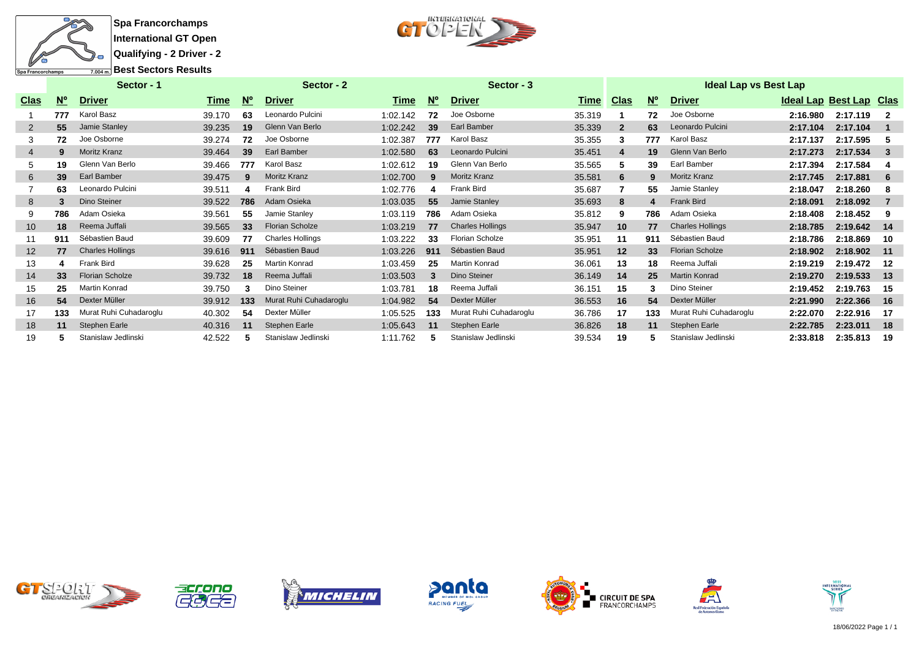**Spa Francorchamps**

**International GT Open**

**Qualifying - 2 Driver - 2**

**Best Sectors Results**

| Sector - 1 | | | | Sector - 2 | | | Sector - 3 | | | Ideal Lap vs Best Lap | | | | | |
|---|---|---|---|---|---|---|---|---|---|---|---|---|---|---|---|
| Clas | Nº | Driver | Time | Nº | Driver | Time | Nº | Driver | Time | Clas | Nº | Driver | Ideal Lap | Best Lap | Clas |
| 1 | 777 | Karol Basz | 39.170 | 63 | Leonardo Pulcini | 1:02.142 | 72 | Joe Osborne | 35.319 | 1 | 72 | Joe Osborne | 2:16.980 | 2:17.119 | 2 |
| 2 | 55 | Jamie Stanley | 39.235 | 19 | Glenn Van Berlo | 1:02.242 | 39 | Earl Bamber | 35.339 | 2 | 63 | Leonardo Pulcini | 2:17.104 | 2:17.104 | 1 |
| 3 | 72 | Joe Osborne | 39.274 | 72 | Joe Osborne | 1:02.387 | 777 | Karol Basz | 35.355 | 3 | 777 | Karol Basz | 2:17.137 | 2:17.595 | 5 |
| 4 | 9 | Moritz Kranz | 39.464 | 39 | Earl Bamber | 1:02.580 | 63 | Leonardo Pulcini | 35.451 | 4 | 19 | Glenn Van Berlo | 2:17.273 | 2:17.534 | 3 |
| 5 | 19 | Glenn Van Berlo | 39.466 | 777 | Karol Basz | 1:02.612 | 19 | Glenn Van Berlo | 35.565 | 5 | 39 | Earl Bamber | 2:17.394 | 2:17.584 | 4 |
| 6 | 39 | Earl Bamber | 39.475 | 9 | Moritz Kranz | 1:02.700 | 9 | Moritz Kranz | 35.581 | 6 | 9 | Moritz Kranz | 2:17.745 | 2:17.881 | 6 |
| 7 | 63 | Leonardo Pulcini | 39.511 | 4 | Frank Bird | 1:02.776 | 4 | Frank Bird | 35.687 | 7 | 55 | Jamie Stanley | 2:18.047 | 2:18.260 | 8 |
| 8 | 3 | Dino Steiner | 39.522 | 786 | Adam Osieka | 1:03.035 | 55 | Jamie Stanley | 35.693 | 8 | 4 | Frank Bird | 2:18.091 | 2:18.092 | 7 |
| 9 | 786 | Adam Osieka | 39.561 | 55 | Jamie Stanley | 1:03.119 | 786 | Adam Osieka | 35.812 | 9 | 786 | Adam Osieka | 2:18.408 | 2:18.452 | 9 |
| 10 | 18 | Reema Juffali | 39.565 | 33 | Florian Scholze | 1:03.219 | 77 | Charles Hollings | 35.947 | 10 | 77 | Charles Hollings | 2:18.785 | 2:19.642 | 14 |
| 11 | 911 | Sébastien Baud | 39.609 | 77 | Charles Hollings | 1:03.222 | 33 | Florian Scholze | 35.951 | 11 | 911 | Sébastien Baud | 2:18.786 | 2:18.869 | 10 |
| 12 | 77 | Charles Hollings | 39.616 | 911 | Sébastien Baud | 1:03.226 | 911 | Sébastien Baud | 35.951 | 12 | 33 | Florian Scholze | 2:18.902 | 2:18.902 | 11 |
| 13 | 4 | Frank Bird | 39.628 | 25 | Martin Konrad | 1:03.459 | 25 | Martin Konrad | 36.061 | 13 | 18 | Reema Juffali | 2:19.219 | 2:19.472 | 12 |
| 14 | 33 | Florian Scholze | 39.732 | 18 | Reema Juffali | 1:03.503 | 3 | Dino Steiner | 36.149 | 14 | 25 | Martin Konrad | 2:19.270 | 2:19.533 | 13 |
| 15 | 25 | Martin Konrad | 39.750 | 3 | Dino Steiner | 1:03.781 | 18 | Reema Juffali | 36.151 | 15 | 3 | Dino Steiner | 2:19.452 | 2:19.763 | 15 |
| 16 | 54 | Dexter Müller | 39.912 | 133 | Murat Ruhi Cuhadaroglu | 1:04.982 | 54 | Dexter Müller | 36.553 | 16 | 54 | Dexter Müller | 2:21.990 | 2:22.366 | 16 |
| 17 | 133 | Murat Ruhi Cuhadaroglu | 40.302 | 54 | Dexter Müller | 1:05.525 | 133 | Murat Ruhi Cuhadaroglu | 36.786 | 17 | 133 | Murat Ruhi Cuhadaroglu | 2:22.070 | 2:22.916 | 17 |
| 18 | 11 | Stephen Earle | 40.316 | 11 | Stephen Earle | 1:05.643 | 11 | Stephen Earle | 36.826 | 18 | 11 | Stephen Earle | 2:22.785 | 2:23.011 | 18 |
| 19 | 5 | Stanislaw Jedlinski | 42.522 | 5 | Stanislaw Jedlinski | 1:11.762 | 5 | Stanislaw Jedlinski | 39.534 | 19 | 5 | Stanislaw Jedlinski | 2:33.818 | 2:35.813 | 19 |

18/06/2022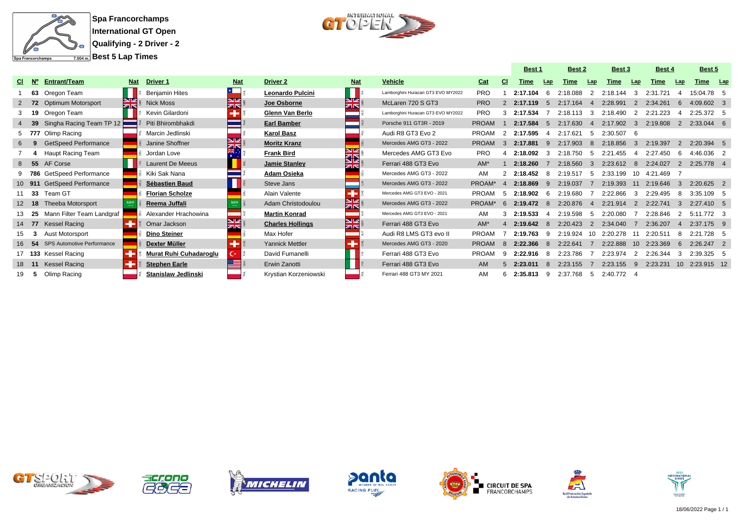# Spa Francorchamps

## International GT Open

## Qualifying - 2 Driver - 2

## Best 5 Lap Times

| Cl | Nº | Entrant/Team | Nat | Driver 1 | Nat | Driver 2 | Nat | Vehicle | Cat | Cl | Best 1 Time | Lap | Best 2 Time | Lap | Best 3 Time | Lap | Best 4 Time | Lap | Best 5 Time | Lap |
|---|---|---|---|---|---|---|---|---|---|---|---|---|---|---|---|---|---|---|---|---|
| 1 | 63 | Oregon Team | ITA | Benjamin Hites | CHL | **Leonardo Pulcini** | ITA | Lamborghini Huracan GT3 EVO MY2022 | PRO | 1 | **2:17.104** | 6 | 2:18.088 | 2 | 2:18.144 | 3 | 2:31.721 | 4 | 15:04.78 | 5 |
| 2 | 72 | Optimum Motorsport | GBR | Nick Moss | GBR | **Joe Osborne** | GBR | McLaren 720 S GT3 | PRO | 2 | **2:17.119** | 5 | 2:17.164 | 4 | 2:28.991 | 2 | 2:34.261 | 6 | 4:09.602 | 3 |
| 3 | 19 | Oregon Team | ITA | Kevin Gilardoni | CHE | **Glenn Van Berlo** | NLD | Lamborghini Huracan GT3 EVO MY2022 | PRO | 3 | **2:17.534** | 7 | 2:18.113 | 3 | 2:18.490 | 2 | 2:21.223 | 4 | 2:25.372 | 5 |
| 4 | 39 | Singha Racing Team TP 12 | THA | Piti Bhirombhakdi | THA | **Earl Bamber** | NZL | Porsche 911 GT3R - 2019 | PROAM | 1 | **2:17.584** | 5 | 2:17.630 | 4 | 2:17.902 | 3 | 2:19.808 | 2 | 2:33.044 | 6 |
| 5 | 777 | Olimp Racing | POL | Marcin Jedlinski | POL | **Karol Basz** | POL | Audi R8 GT3 Evo 2 | PROAM | 2 | **2:17.595** | 4 | 2:17.621 | 5 | 2:30.507 | 6 | | | | |
| 6 | 9 | GetSpeed Performance | DEU | Janine Shoffner | GBR | **Moritz Kranz** | DEU | Mercedes AMG GT3 - 2022 | PROAM | 3 | **2:17.881** | 9 | 2:17.903 | 8 | 2:18.856 | 3 | 2:19.397 | 2 | 2:20.394 | 5 |
| 7 | 4 | Haupt Racing Team | DEU | Jordan Love | AUS | **Frank Bird** | GBR | Mercedes AMG GT3 Evo | PRO | 4 | **2:18.092** | 3 | 2:18.750 | 5 | 2:21.455 | 4 | 2:27.450 | 6 | 4:46.036 | 2 |
| 8 | 55 | AF Corse | ITA | Laurent De Meeus | BEL | **Jamie Stanley** | GBR | Ferrari 488 GT3 Evo | AM* | 1 | **2:18.260** | 7 | 2:18.560 | 3 | 2:23.612 | 8 | 2:24.027 | 2 | 2:25.778 | 4 |
| 9 | 786 | GetSpeed Performance | DEU | Kiki Sak Nana | THA | **Adam Osieka** | DEU | Mercedes AMG GT3 - 2022 | AM | 2 | **2:18.452** | 8 | 2:19.517 | 5 | 2:33.199 | 10 | 4:21.469 | 7 | | |
| 10 | 911 | GetSpeed Performance | DEU | **Sébastien Baud** | FRA | Steve Jans | LUX | Mercedes AMG GT3 - 2022 | PROAM* | 4 | **2:18.869** | 9 | 2:19.037 | 7 | 2:19.393 | 11 | 2:19.646 | 3 | 2:20.625 | 2 |
| 11 | 33 | Team GT | DEU | **Florian Scholze** | DEU | Alain Valente | CHE | Mercedes AMG GT3 EVO - 2021 | PROAM | 5 | **2:18.902** | 6 | 2:19.680 | 7 | 2:22.866 | 3 | 2:29.495 | 8 | 3:35.109 | 5 |
| 12 | 18 | Theeba Motorsport | SAU | **Reema Juffali** | SAU | Adam Christodoulou | GBR | Mercedes AMG GT3 - 2022 | PROAM* | 6 | **2:19.472** | 8 | 2:20.876 | 4 | 2:21.914 | 2 | 2:22.741 | 3 | 2:27.410 | 5 |
| 13 | 25 | Mann Filter Team Landgraf | DEU | Alexander Hrachowina | AUT | **Martin Konrad** | AUT | Mercedes AMG GT3 EVO - 2021 | AM | 3 | **2:19.533** | 4 | 2:19.598 | 5 | 2:20.080 | 7 | 2:28.846 | 2 | 5:11.772 | 3 |
| 14 | 77 | Kessel Racing | CHE | Omar Jackson | GBR | **Charles Hollings** | GBR | Ferrari 488 GT3 Evo | AM* | 4 | **2:19.642** | 8 | 2:20.423 | 2 | 2:34.040 | 7 | 2:36.207 | 4 | 2:37.175 | 9 |
| 15 | 3 | Aust Motorsport | DEU | **Dino Steiner** | DEU | Max Hofer | AUT | Audi R8 LMS GT3 evo II | PROAM | 7 | **2:19.763** | 9 | 2:19.924 | 10 | 2:20.278 | 11 | 2:20.511 | 8 | 2:21.728 | 5 |
| 16 | 54 | SPS Automotive Performance | DEU | **Dexter Müller** | CHE | Yannick Mettler | CHE | Mercedes AMG GT3 - 2020 | PROAM | 8 | **2:22.366** | 8 | 2:22.641 | 7 | 2:22.888 | 10 | 2:23.369 | 6 | 2:26.247 | 2 |
| 17 | 133 | Kessel Racing | CHE | **Murat Ruhi Cuhadaroglu** | TUR | David Fumanelli | ITA | Ferrari 488 GT3 Evo | PROAM | 9 | **2:22.916** | 8 | 2:23.786 | 7 | 2:23.974 | 2 | 2:26.344 | 3 | 2:39.325 | 5 |
| 18 | 11 | Kessel Racing | CHE | **Stephen Earle** | USA | Erwin Zanotti | ITA | Ferrari 488 GT3 Evo | AM | 5 | **2:23.011** | 8 | 2:23.155 | 7 | 2:23.155 | 9 | 2:23.231 | 10 | 2:23.915 | 12 |
| 19 | 5 | Olimp Racing | POL | **Stanislaw Jedlinski** | POL | Krystian Korzeniowski | POL | Ferrari 488 GT3 MY 2021 | AM | 6 | **2:35.813** | 9 | 2:37.768 | 5 | 2:40.772 | 4 | | | | |

18/06/2022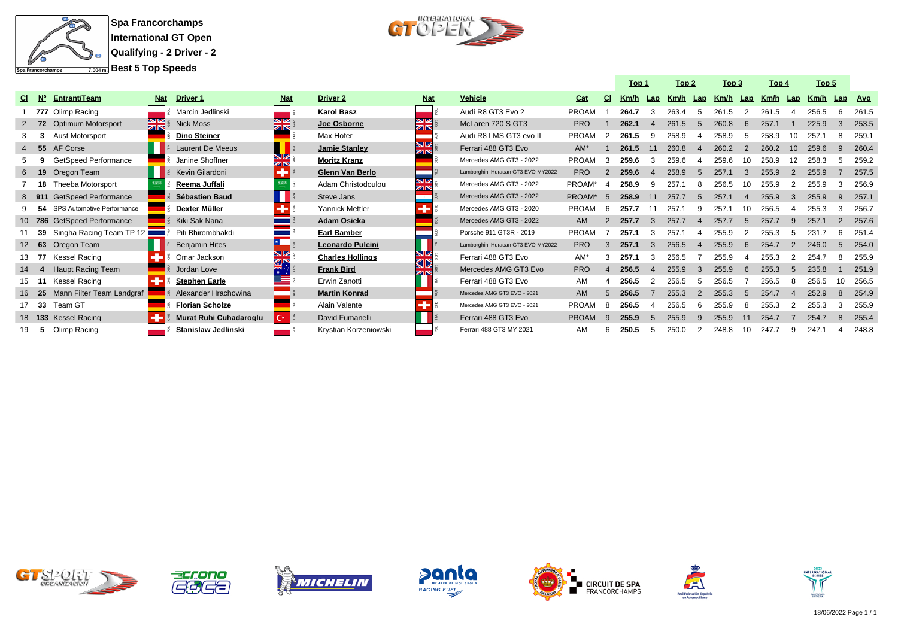**Spa Francorchamps**
**International GT Open**
**Qualifying - 2 Driver - 2**
**Best 5 Top Speeds**

| Cl | Nº | Entrant/Team | Nat | Driver 1 | Nat | Driver 2 | Nat | Vehicle | Cat | Cl | Top 1 Km/h | Top 1 Lap | Top 2 Km/h | Top 2 Lap | Top 3 Km/h | Top 3 Lap | Top 4 Km/h | Top 4 Lap | Top 5 Km/h | Top 5 Lap | Avg |
|---|---|---|---|---|---|---|---|---|---|---|---|---|---|---|---|---|---|---|---|---|---|
| 1 | 777 | Olimp Racing | POL | Marcin Jedlinski | POL | **Karol Basz** | POL | Audi R8 GT3 Evo 2 | PROAM | 1 | **264.7** | 3 | 263.4 | 5 | 261.5 | 2 | 261.5 | 4 | 256.5 | 6 | 261.5 |
| 2 | 72 | Optimum Motorsport | GBR | Nick Moss | GBR | **Joe Osborne** | GBR | McLaren 720 S GT3 | PRO | 1 | **262.1** | 4 | 261.5 | 5 | 260.8 | 6 | 257.1 | 1 | 225.9 | 3 | 253.5 |
| 3 | 3 | Aust Motorsport | DEU | **Dino Steiner** | DEU | Max Hofer | AUT | Audi R8 LMS GT3 evo II | PROAM | 2 | **261.5** | 9 | 258.9 | 4 | 258.9 | 5 | 258.9 | 10 | 257.1 | 8 | 259.1 |
| 4 | 55 | AF Corse | ITA | Laurent De Meeus | BEL | **Jamie Stanley** | GBR | Ferrari 488 GT3 Evo | AM* | 1 | **261.5** | 11 | 260.8 | 4 | 260.2 | 2 | 260.2 | 10 | 259.6 | 9 | 260.4 |
| 5 | 9 | GetSpeed Performance | DEU | Janine Shoffner | GBR | **Moritz Kranz** | DEU | Mercedes AMG GT3 - 2022 | PROAM | 3 | **259.6** | 3 | 259.6 | 4 | 259.6 | 10 | 258.9 | 12 | 258.3 | 5 | 259.2 |
| 6 | 19 | Oregon Team | ITA | Kevin Gilardoni | CHE | **Glenn Van Berlo** | NLD | Lamborghini Huracan GT3 EVO MY2022 | PRO | 2 | **259.6** | 4 | 258.9 | 5 | 257.1 | 3 | 255.9 | 2 | 255.9 | 7 | 257.5 |
| 7 | 18 | Theeba Motorsport | SAU | **Reema Juffali** | SAU | Adam Christodoulou | GBR | Mercedes AMG GT3 - 2022 | PROAM* | 4 | **258.9** | 9 | 257.1 | 8 | 256.5 | 10 | 255.9 | 2 | 255.9 | 3 | 256.9 |
| 8 | 911 | GetSpeed Performance | DEU | **Sébastien Baud** | FRA | Steve Jans | LUX | Mercedes AMG GT3 - 2022 | PROAM* | 5 | **258.9** | 11 | 257.7 | 5 | 257.1 | 4 | 255.9 | 3 | 255.9 | 9 | 257.1 |
| 9 | 54 | SPS Automotive Performance | DEU | **Dexter Müller** | CHE | Yannick Mettler | CHE | Mercedes AMG GT3 - 2020 | PROAM | 6 | **257.7** | 11 | 257.1 | 9 | 257.1 | 10 | 256.5 | 4 | 255.3 | 3 | 256.7 |
| 10 | 786 | GetSpeed Performance | DEU | Kiki Sak Nana | THA | **Adam Osieka** | DEU | Mercedes AMG GT3 - 2022 | AM | 2 | **257.7** | 3 | 257.7 | 4 | 257.7 | 5 | 257.7 | 9 | 257.1 | 2 | 257.6 |
| 11 | 39 | Singha Racing Team TP 12 | THA | Piti Bhirombhakdi | THA | **Earl Bamber** | NZL | Porsche 911 GT3R - 2019 | PROAM | 7 | **257.1** | 3 | 257.1 | 4 | 255.9 | 2 | 255.3 | 5 | 231.7 | 6 | 251.4 |
| 12 | 63 | Oregon Team | ITA | Benjamin Hites | CHL | **Leonardo Pulcini** | ITA | Lamborghini Huracan GT3 EVO MY2022 | PRO | 3 | **257.1** | 3 | 256.5 | 4 | 255.9 | 6 | 254.7 | 2 | 246.0 | 5 | 254.0 |
| 13 | 77 | Kessel Racing | CHE | Omar Jackson | GBR | **Charles Hollings** | GBR | Ferrari 488 GT3 Evo | AM* | 3 | **257.1** | 3 | 256.5 | 7 | 255.9 | 4 | 255.3 | 2 | 254.7 | 8 | 255.9 |
| 14 | 4 | Haupt Racing Team | DEU | Jordan Love | AUS | **Frank Bird** | GBR | Mercedes AMG GT3 Evo | PRO | 4 | **256.5** | 4 | 255.9 | 3 | 255.9 | 6 | 255.3 | 5 | 235.8 | 1 | 251.9 |
| 15 | 11 | Kessel Racing | CHE | **Stephen Earle** | USA | Erwin Zanotti | ITA | Ferrari 488 GT3 Evo | AM | 4 | **256.5** | 2 | 256.5 | 5 | 256.5 | 7 | 256.5 | 8 | 256.5 | 10 | 256.5 |
| 16 | 25 | Mann Filter Team Landgraf | DEU | Alexander Hrachowina | AUT | **Martin Konrad** | AUT | Mercedes AMG GT3 EVO - 2021 | AM | 5 | **256.5** | 7 | 255.3 | 2 | 255.3 | 5 | 254.7 | 4 | 252.9 | 8 | 254.9 |
| 17 | 33 | Team GT | DEU | **Florian Scholze** | DEU | Alain Valente | CHE | Mercedes AMG GT3 EVO - 2021 | PROAM | 8 | **256.5** | 4 | 256.5 | 6 | 255.9 | 8 | 255.3 | 2 | 255.3 | 3 | 255.9 |
| 18 | 133 | Kessel Racing | CHE | **Murat Ruhi Cuhadaroglu** | TUR | David Fumanelli | ITA | Ferrari 488 GT3 Evo | PROAM | 9 | **255.9** | 5 | 255.9 | 9 | 255.9 | 11 | 254.7 | 7 | 254.7 | 8 | 255.4 |
| 19 | 5 | Olimp Racing | POL | **Stanislaw Jedlinski** | POL | Krystian Korzeniowski | POL | Ferrari 488 GT3 MY 2021 | AM | 6 | **250.5** | 5 | 250.0 | 2 | 248.8 | 10 | 247.7 | 9 | 247.1 | 4 | 248.8 |

18/06/2022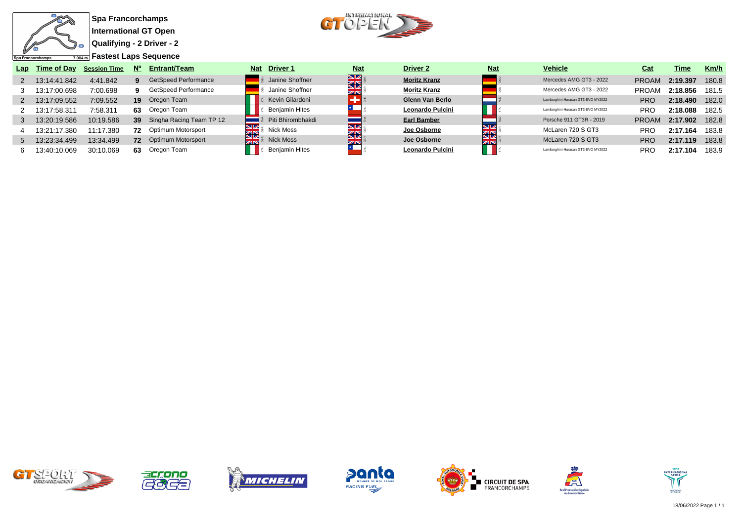# Spa Francorchamps

## International GT Open

### Qualifying - 2 Driver - 2

### Fastest Laps Sequence

| Lap | Time of Day | Session Time | Nº | Entrant/Team | Nat | Driver 1 | Nat | Driver 2 | Nat | Vehicle | Cat | Time | Km/h |
|---|---|---|---|---|---|---|---|---|---|---|---|---|---|
| 2 | 13:14:41.842 | 4:41.842 | 9 | GetSpeed Performance | DEU | Janine Shoffner | GBR | Moritz Kranz | DEU | Mercedes AMG GT3 - 2022 | PROAM | 2:19.397 | 180.8 |
| 3 | 13:17:00.698 | 7:00.698 | 9 | GetSpeed Performance | DEU | Janine Shoffner | GBR | Moritz Kranz | DEU | Mercedes AMG GT3 - 2022 | PROAM | 2:18.856 | 181.5 |
| 2 | 13:17:09.552 | 7:09.552 | 19 | Oregon Team | ITA | Kevin Gilardoni | CHE | Glenn Van Berlo | NLD | Lamborghini Huracan GT3 EVO MY2022 | PRO | 2:18.490 | 182.0 |
| 2 | 13:17:58.311 | 7:58.311 | 63 | Oregon Team | ITA | Benjamin Hites | CHL | Leonardo Pulcini | ITA | Lamborghini Huracan GT3 EVO MY2022 | PRO | 2:18.088 | 182.5 |
| 3 | 13:20:19.586 | 10:19.586 | 39 | Singha Racing Team TP 12 | THA | Piti Bhirombhakdi | THA | Earl Bamber | NLD | Porsche 911 GT3R - 2019 | PROAM | 2:17.902 | 182.8 |
| 4 | 13:21:17.380 | 11:17.380 | 72 | Optimum Motorsport | GBR | Nick Moss | GBR | Joe Osborne | GBR | McLaren 720 S GT3 | PRO | 2:17.164 | 183.8 |
| 5 | 13:23:34.499 | 13:34.499 | 72 | Optimum Motorsport | GBR | Nick Moss | GBR | Joe Osborne | GBR | McLaren 720 S GT3 | PRO | 2:17.119 | 183.8 |
| 6 | 13:40:10.069 | 30:10.069 | 63 | Oregon Team | ITA | Benjamin Hites | CHL | Leonardo Pulcini | ITA | Lamborghini Huracan GT3 EVO MY2022 | PRO | 2:17.104 | 183.9 |

18/06/2022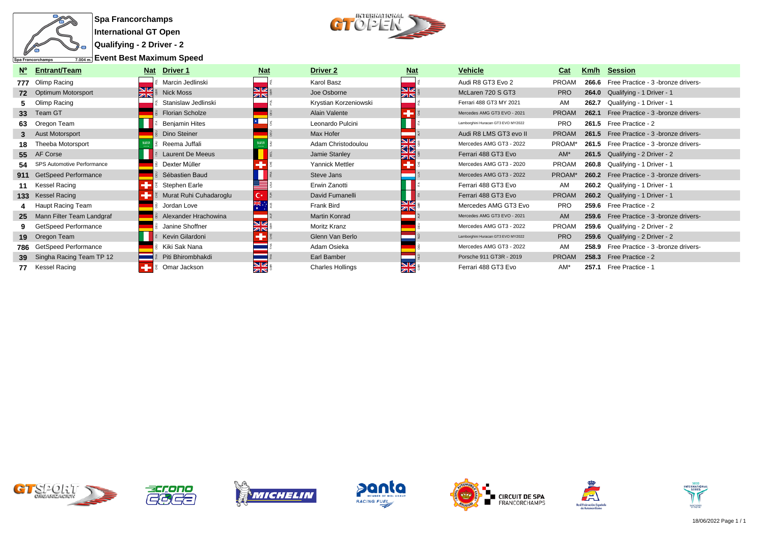**Spa Francorchamps**

**International GT Open**

**Qualifying - 2 Driver - 2**

**Event Best Maximum Speed**

| Nº | Entrant/Team | Nat | Driver 1 | Nat | Driver 2 | Nat | Vehicle | Cat | Km/h | Session |
|---|---|---|---|---|---|---|---|---|---|---|
| 777 | Olimp Racing | POL | Marcin Jedlinski | POL | Karol Basz | POL | Audi R8 GT3 Evo 2 | PROAM | 266.6 | Free Practice - 3 -bronze drivers- |
| 72 | Optimum Motorsport | GBR | Nick Moss | GBR | Joe Osborne | GBR | McLaren 720 S GT3 | PRO | 264.0 | Qualifying - 1 Driver - 1 |
| 5 | Olimp Racing | POL | Stanislaw Jedlinski | POL | Krystian Korzeniowski | POL | Ferrari 488 GT3 MY 2021 | AM | 262.7 | Qualifying - 1 Driver - 1 |
| 33 | Team GT | DEU | Florian Scholze | DEU | Alain Valente | CHE | Mercedes AMG GT3 EVO - 2021 | PROAM | 262.1 | Free Practice - 3 -bronze drivers- |
| 63 | Oregon Team | ITA | Benjamin Hites | CHL | Leonardo Pulcini | ITA | Lamborghini Huracan GT3 EVO MY2022 | PRO | 261.5 | Free Practice - 2 |
| 3 | Aust Motorsport | DEU | Dino Steiner | DEU | Max Hofer | AUT | Audi R8 LMS GT3 evo II | PROAM | 261.5 | Free Practice - 3 -bronze drivers- |
| 18 | Theeba Motorsport | SAU | Reema Juffali | SAU | Adam Christodoulou | GBR | Mercedes AMG GT3 - 2022 | PROAM* | 261.5 | Free Practice - 3 -bronze drivers- |
| 55 | AF Corse | ITA | Laurent De Meeus | BEL | Jamie Stanley | GBR | Ferrari 488 GT3 Evo | AM* | 261.5 | Qualifying - 2 Driver - 2 |
| 54 | SPS Automotive Performance | DEU | Dexter Müller | CHE | Yannick Mettler | CHE | Mercedes AMG GT3 - 2020 | PROAM | 260.8 | Qualifying - 1 Driver - 1 |
| 911 | GetSpeed Performance | DEU | Sébastien Baud | FRA | Steve Jans | LUX | Mercedes AMG GT3 - 2022 | PROAM* | 260.2 | Free Practice - 3 -bronze drivers- |
| 11 | Kessel Racing | CHE | Stephen Earle | USA | Erwin Zanotti | ITA | Ferrari 488 GT3 Evo | AM | 260.2 | Qualifying - 1 Driver - 1 |
| 133 | Kessel Racing | CHE | Murat Ruhi Cuhadaroglu | TUR | David Fumanelli | ITA | Ferrari 488 GT3 Evo | PROAM | 260.2 | Qualifying - 1 Driver - 1 |
| 4 | Haupt Racing Team | DEU | Jordan Love | AUS | Frank Bird | GBR | Mercedes AMG GT3 Evo | PRO | 259.6 | Free Practice - 2 |
| 25 | Mann Filter Team Landgraf | DEU | Alexander Hrachowina | AUT | Martin Konrad | AUT | Mercedes AMG GT3 EVO - 2021 | AM | 259.6 | Free Practice - 3 -bronze drivers- |
| 9 | GetSpeed Performance | DEU | Janine Shoffner | GBR | Moritz Kranz | DEU | Mercedes AMG GT3 - 2022 | PROAM | 259.6 | Qualifying - 2 Driver - 2 |
| 19 | Oregon Team | ITA | Kevin Gilardoni | CHE | Glenn Van Berlo | NLD | Lamborghini Huracan GT3 EVO MY2022 | PRO | 259.6 | Qualifying - 2 Driver - 2 |
| 786 | GetSpeed Performance | DEU | Kiki Sak Nana | THA | Adam Osieka | DEU | Mercedes AMG GT3 - 2022 | AM | 258.9 | Free Practice - 3 -bronze drivers- |
| 39 | Singha Racing Team TP 12 | THA | Piti Bhirombhakdi | THA | Earl Bamber | NZL | Porsche 911 GT3R - 2019 | PROAM | 258.3 | Free Practice - 2 |
| 77 | Kessel Racing | CHE | Omar Jackson | GBR | Charles Hollings | GBR | Ferrari 488 GT3 Evo | AM* | 257.1 | Free Practice - 1 |

18/06/2022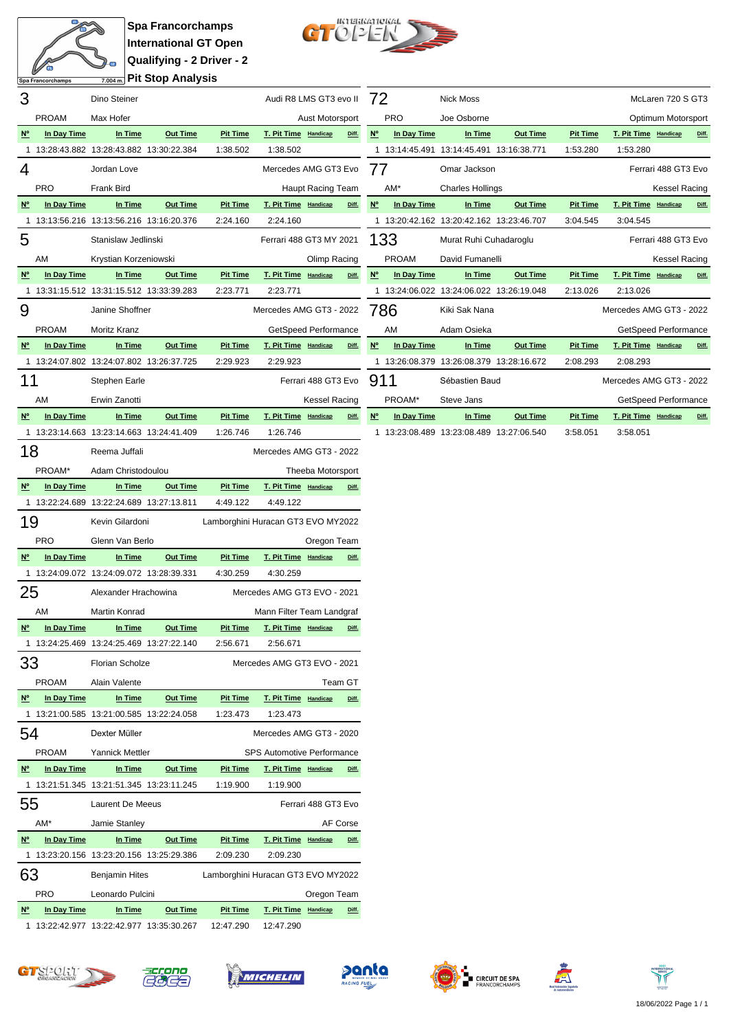# Spa Francorchamps
## International GT Open
## Qualifying - 2 Driver - 2
## Pit Stop Analysis

**3** — Dino Steiner — Audi R8 LMS GT3 evo II
PROAM — Max Hofer — Aust Motorsport

| Nº | In Day Time | In Time | Out Time | Pit Time | T. Pit Time | Handicap | Diff. |
|---|---|---|---|---|---|---|---|
| 1 | 13:28:43.882 | 13:28:43.882 | 13:30:22.384 | 1:38.502 | 1:38.502 | | |

**4** — Jordan Love — Mercedes AMG GT3 Evo
PRO — Frank Bird — Haupt Racing Team

| Nº | In Day Time | In Time | Out Time | Pit Time | T. Pit Time | Handicap | Diff. |
|---|---|---|---|---|---|---|---|
| 1 | 13:13:56.216 | 13:13:56.216 | 13:16:20.376 | 2:24.160 | 2:24.160 | | |

**5** — Stanislaw Jedlinski — Ferrari 488 GT3 MY 2021
AM — Krystian Korzeniowski — Olimp Racing

| Nº | In Day Time | In Time | Out Time | Pit Time | T. Pit Time | Handicap | Diff. |
|---|---|---|---|---|---|---|---|
| 1 | 13:31:15.512 | 13:31:15.512 | 13:33:39.283 | 2:23.771 | 2:23.771 | | |

**9** — Janine Shoffner — Mercedes AMG GT3 - 2022
PROAM — Moritz Kranz — GetSpeed Performance

| Nº | In Day Time | In Time | Out Time | Pit Time | T. Pit Time | Handicap | Diff. |
|---|---|---|---|---|---|---|---|
| 1 | 13:24:07.802 | 13:24:07.802 | 13:26:37.725 | 2:29.923 | 2:29.923 | | |

**11** — Stephen Earle — Ferrari 488 GT3 Evo
AM — Erwin Zanotti — Kessel Racing

| Nº | In Day Time | In Time | Out Time | Pit Time | T. Pit Time | Handicap | Diff. |
|---|---|---|---|---|---|---|---|
| 1 | 13:23:14.663 | 13:23:14.663 | 13:24:41.409 | 1:26.746 | 1:26.746 | | |

**18** — Reema Juffali — Mercedes AMG GT3 - 2022
PROAM* — Adam Christodoulou — Theeba Motorsport

| Nº | In Day Time | In Time | Out Time | Pit Time | T. Pit Time | Handicap | Diff. |
|---|---|---|---|---|---|---|---|
| 1 | 13:22:24.689 | 13:22:24.689 | 13:27:13.811 | 4:49.122 | 4:49.122 | | |

**19** — Kevin Gilardoni — Lamborghini Huracan GT3 EVO MY2022
PRO — Glenn Van Berlo — Oregon Team

| Nº | In Day Time | In Time | Out Time | Pit Time | T. Pit Time | Handicap | Diff. |
|---|---|---|---|---|---|---|---|
| 1 | 13:24:09.072 | 13:24:09.072 | 13:28:39.331 | 4:30.259 | 4:30.259 | | |

**25** — Alexander Hrachowina — Mercedes AMG GT3 EVO - 2021
AM — Martin Konrad — Mann Filter Team Landgraf

| Nº | In Day Time | In Time | Out Time | Pit Time | T. Pit Time | Handicap | Diff. |
|---|---|---|---|---|---|---|---|
| 1 | 13:24:25.469 | 13:24:25.469 | 13:27:22.140 | 2:56.671 | 2:56.671 | | |

**33** — Florian Scholze — Mercedes AMG GT3 EVO - 2021
PROAM — Alain Valente — Team GT

| Nº | In Day Time | In Time | Out Time | Pit Time | T. Pit Time | Handicap | Diff. |
|---|---|---|---|---|---|---|---|
| 1 | 13:21:00.585 | 13:21:00.585 | 13:22:24.058 | 1:23.473 | 1:23.473 | | |

**54** — Dexter Müller — Mercedes AMG GT3 - 2020
PROAM — Yannick Mettler — SPS Automotive Performance

| Nº | In Day Time | In Time | Out Time | Pit Time | T. Pit Time | Handicap | Diff. |
|---|---|---|---|---|---|---|---|
| 1 | 13:21:51.345 | 13:21:51.345 | 13:23:11.245 | 1:19.900 | 1:19.900 | | |

**55** — Laurent De Meeus — Ferrari 488 GT3 Evo
AM* — Jamie Stanley — AF Corse

| Nº | In Day Time | In Time | Out Time | Pit Time | T. Pit Time | Handicap | Diff. |
|---|---|---|---|---|---|---|---|
| 1 | 13:23:20.156 | 13:23:20.156 | 13:25:29.386 | 2:09.230 | 2:09.230 | | |

**63** — Benjamin Hites — Lamborghini Huracan GT3 EVO MY2022
PRO — Leonardo Pulcini — Oregon Team

| Nº | In Day Time | In Time | Out Time | Pit Time | T. Pit Time | Handicap | Diff. |
|---|---|---|---|---|---|---|---|
| 1 | 13:22:42.977 | 13:22:42.977 | 13:35:30.267 | 12:47.290 | 12:47.290 | | |

**72** — Nick Moss — McLaren 720 S GT3
PRO — Joe Osborne — Optimum Motorsport

| Nº | In Day Time | In Time | Out Time | Pit Time | T. Pit Time | Handicap | Diff. |
|---|---|---|---|---|---|---|---|
| 1 | 13:14:45.491 | 13:14:45.491 | 13:16:38.771 | 1:53.280 | 1:53.280 | | |

**77** — Omar Jackson — Ferrari 488 GT3 Evo
AM* — Charles Hollings — Kessel Racing

| Nº | In Day Time | In Time | Out Time | Pit Time | T. Pit Time | Handicap | Diff. |
|---|---|---|---|---|---|---|---|
| 1 | 13:20:42.162 | 13:20:42.162 | 13:23:46.707 | 3:04.545 | 3:04.545 | | |

**133** — Murat Ruhi Cuhadaroglu — Ferrari 488 GT3 Evo
PROAM — David Fumanelli — Kessel Racing

| Nº | In Day Time | In Time | Out Time | Pit Time | T. Pit Time | Handicap | Diff. |
|---|---|---|---|---|---|---|---|
| 1 | 13:24:06.022 | 13:24:06.022 | 13:26:19.048 | 2:13.026 | 2:13.026 | | |

**786** — Kiki Sak Nana — Mercedes AMG GT3 - 2022
AM — Adam Osieka — GetSpeed Performance

| Nº | In Day Time | In Time | Out Time | Pit Time | T. Pit Time | Handicap | Diff. |
|---|---|---|---|---|---|---|---|
| 1 | 13:26:08.379 | 13:26:08.379 | 13:28:16.672 | 2:08.293 | 2:08.293 | | |

**911** — Sébastien Baud — Mercedes AMG GT3 - 2022
PROAM* — Steve Jans — GetSpeed Performance

| Nº | In Day Time | In Time | Out Time | Pit Time | T. Pit Time | Handicap | Diff. |
|---|---|---|---|---|---|---|---|
| 1 | 13:23:08.489 | 13:23:08.489 | 13:27:06.540 | 3:58.051 | 3:58.051 | | |

18/06/2022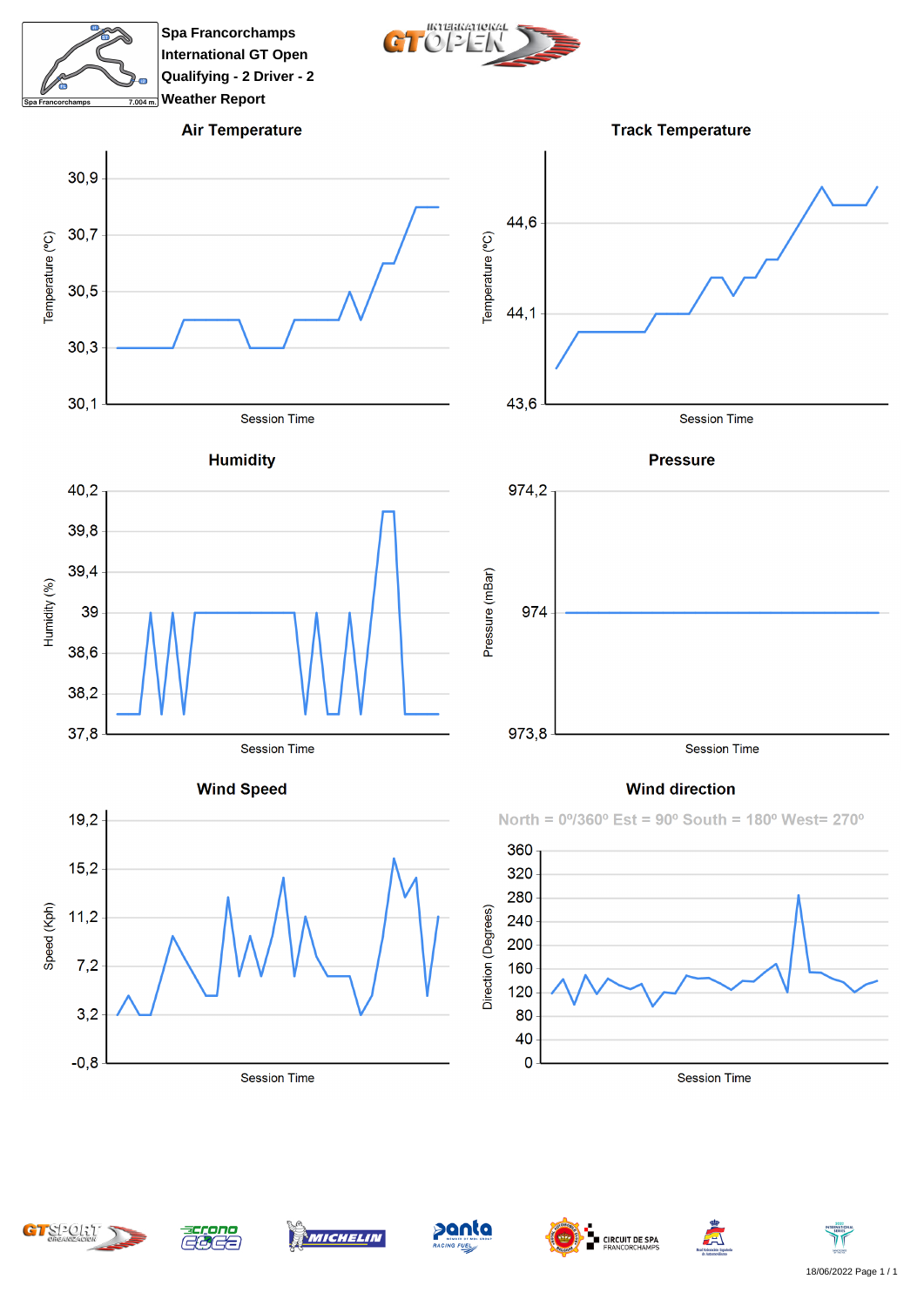Spa Francorchamps
International GT Open
Qualifying - 2 Driver - 2
Weather Report

Spa Francorchamps 7.004 m.

## Air Temperature

Temperature (ºC)

30,9
30,7
30,5
30,3
30,1

Session Time

## Track Temperature

Temperature (ºC)

44,6
44,1
43,6

Session Time

## Humidity

Humidity (%)

40,2
39,8
39,4
39
38,6
38,2
37,8

Session Time

## Pressure

Pressure (mBar)

974,2
974
973,8

Session Time

## Wind Speed

Speed (Kph)

19,2
15,2
11,2
7,2
3,2
-0,8

Session Time

## Wind direction

North = 0º/360º Est = 90º South = 180º West= 270º

Direction (Degrees)

360
320
280
240
200
160
120
80
40
0

Session Time

18/06/2022